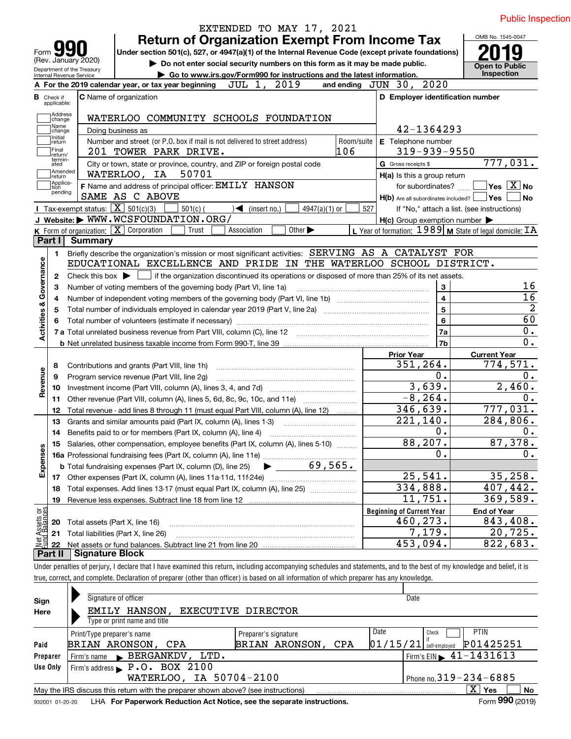Public Inspection

EXTENDED TO MAY 17, 2021

# Form 990 — Return of Organization Exempt From Income Tax

(Rev. January 2020)
Department of the Treasury
Internal Revenue Service

Under section 501(c), 527, or 4947(a)(1) of the Internal Revenue Code (except private foundations)

▶ Do not enter social security numbers on this form as it may be made public.

▶ Go to www.irs.gov/Form990 for instructions and the latest information.

OMB No. 1545-0047

**2019**

Open to Public Inspection

**A** For the 2019 calendar year, or tax year beginning JUL 1, 2019 and ending JUN 30, 2020

**B** Check if applicable: [ ] Address change [ ] Name change [ ] Initial return [ ] Final return/terminated [ ] Amended return [ ] Application pending

**C** Name of organization: WATERLOO COMMUNITY SCHOOLS FOUNDATION

Doing business as

Number and street (or P.O. box if mail is not delivered to street address): 201 TOWER PARK DRIVE. Room/suite: 106

City or town, state or province, country, and ZIP or foreign postal code: WATERLOO, IA 50701

**D** Employer identification number: 42-1364293

**E** Telephone number: 319-939-9550

**G** Gross receipts $ 777,031.

**F** Name and address of principal officer: EMILY HANSON
SAME AS C ABOVE

**H(a)** Is this a group return for subordinates? [ ] Yes [X] No

**H(b)** Are all subordinates included? [ ] Yes [ ] No
If "No," attach a list. (see instructions)

**H(c)** Group exemption number ▶

**I** Tax-exempt status: [X] 501(c)(3) [ ] 501(c) ( ) ◀ (insert no.) [ ] 4947(a)(1) or [ ] 527

**J** Website: ▶ WWW.WCSFOUNDATION.ORG/

**K** Form of organization: [X] Corporation [ ] Trust [ ] Association [ ] Other ▶

**L** Year of formation: 1989 **M** State of legal domicile: IA

## Part I Summary

**Activities & Governance**

1 Briefly describe the organization's mission or most significant activities: SERVING AS A CATALYST FOR EDUCATIONAL EXCELLENCE AND PRIDE IN THE WATERLOO SCHOOL DISTRICT.

2 Check this box ▶ [ ] if the organization discontinued its operations or disposed of more than 25% of its net assets.

| | | | |
|---|---|---|---|
| 3 | Number of voting members of the governing body (Part VI, line 1a) | 3 | 16 |
| 4 | Number of independent voting members of the governing body (Part VI, line 1b) | 4 | 16 |
| 5 | Total number of individuals employed in calendar year 2019 (Part V, line 2a) | 5 | 2 |
| 6 | Total number of volunteers (estimate if necessary) | 6 | 60 |
| 7a | Total unrelated business revenue from Part VIII, column (C), line 12 | 7a | 0. |
| b | Net unrelated business taxable income from Form 990-T, line 39 | 7b | 0. |

| | | | Prior Year | Current Year |
|---|---|---|---|---|
| **Revenue** | 8 | Contributions and grants (Part VIII, line 1h) | 351,264. | 774,571. |
| | 9 | Program service revenue (Part VIII, line 2g) | 0. | 0. |
| | 10 | Investment income (Part VIII, column (A), lines 3, 4, and 7d) | 3,639. | 2,460. |
| | 11 | Other revenue (Part VIII, column (A), lines 5, 6d, 8c, 9c, 10c, and 11e) | -8,264. | 0. |
| | 12 | Total revenue - add lines 8 through 11 (must equal Part VIII, column (A), line 12) | 346,639. | 777,031. |
| **Expenses** | 13 | Grants and similar amounts paid (Part IX, column (A), lines 1-3) | 221,140. | 284,806. |
| | 14 | Benefits paid to or for members (Part IX, column (A), line 4) | 0. | 0. |
| | 15 | Salaries, other compensation, employee benefits (Part IX, column (A), lines 5-10) | 88,207. | 87,378. |
| | 16a | Professional fundraising fees (Part IX, column (A), line 11e) | 0. | 0. |
| | b | Total fundraising expenses (Part IX, column (D), line 25) ▶ 69,565. | | |
| | 17 | Other expenses (Part IX, column (A), lines 11a-11d, 11f-24e) | 25,541. | 35,258. |
| | 18 | Total expenses. Add lines 13-17 (must equal Part IX, column (A), line 25) | 334,888. | 407,442. |
| | 19 | Revenue less expenses. Subtract line 18 from line 12 | 11,751. | 369,589. |
| | | | **Beginning of Current Year** | **End of Year** |
| **Net Assets or Fund Balances** | 20 | Total assets (Part X, line 16) | 460,273. | 843,408. |
| | 21 | Total liabilities (Part X, line 26) | 7,179. | 20,725. |
| | 22 | Net assets or fund balances. Subtract line 21 from line 20 | 453,094. | 822,683. |

## Part II Signature Block

Under penalties of perjury, I declare that I have examined this return, including accompanying schedules and statements, and to the best of my knowledge and belief, it is true, correct, and complete. Declaration of preparer (other than officer) is based on all information of which preparer has any knowledge.

**Sign Here**

Signature of officer | Date

EMILY HANSON, EXECUTIVE DIRECTOR
Type or print name and title

**Paid Preparer Use Only**

| Print/Type preparer's name | Preparer's signature | Date | Check [ ] if self-employed | PTIN |
|---|---|---|---|---|
| BRIAN ARONSON, CPA | BRIAN ARONSON, CPA | 01/15/21 | | P01425251 |

Firm's name ▶ BERGANKDV, LTD. Firm's EIN ▶ 41-1431613

Firm's address ▶ P.O. BOX 2100
WATERLOO, IA 50704-2100 Phone no. 319-234-6885

May the IRS discuss this return with the preparer shown above? (see instructions) [X] Yes [ ] No

932001 01-20-20 LHA For Paperwork Reduction Act Notice, see the separate instructions. Form **990** (2019)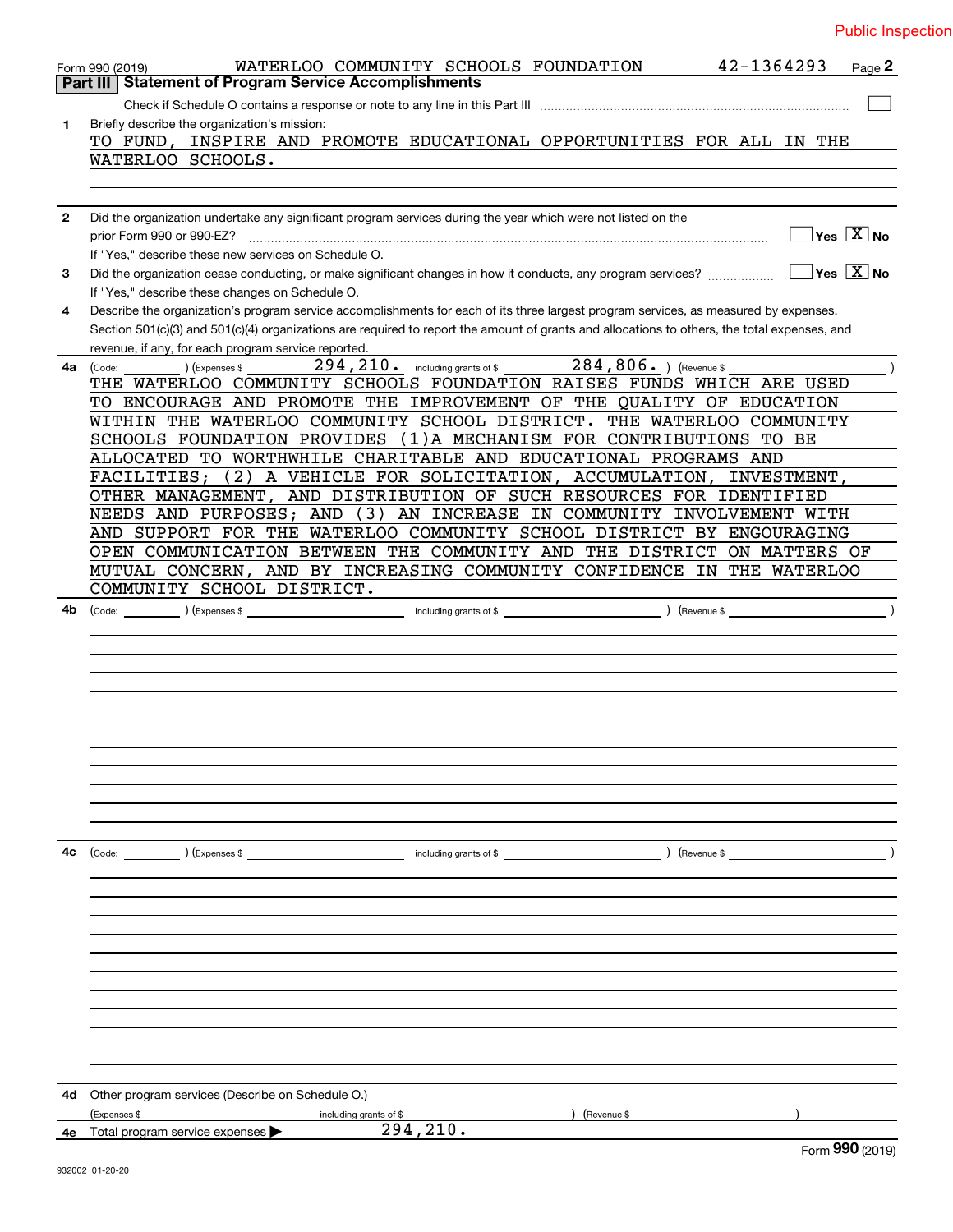Public Inspection

Form 990 (2019) WATERLOO COMMUNITY SCHOOLS FOUNDATION 42-1364293 Page **2**

## Part III Statement of Program Service Accomplishments

Check if Schedule O contains a response or note to any line in this Part III ☐

**1** Briefly describe the organization's mission:

TO FUND, INSPIRE AND PROMOTE EDUCATIONAL OPPORTUNITIES FOR ALL IN THE WATERLOO SCHOOLS.

**2** Did the organization undertake any significant program services during the year which were not listed on the prior Form 990 or 990-EZ? ☐ Yes ☒ No

If "Yes," describe these new services on Schedule O.

**3** Did the organization cease conducting, or make significant changes in how it conducts, any program services? ☐ Yes ☒ No

If "Yes," describe these changes on Schedule O.

**4** Describe the organization's program service accomplishments for each of its three largest program services, as measured by expenses. Section 501(c)(3) and 501(c)(4) organizations are required to report the amount of grants and allocations to others, the total expenses, and revenue, if any, for each program service reported.

**4a** (Code: ) (Expenses $ 294,210. including grants of $ 284,806. ) (Revenue $ )

THE WATERLOO COMMUNITY SCHOOLS FOUNDATION RAISES FUNDS WHICH ARE USED TO ENCOURAGE AND PROMOTE THE IMPROVEMENT OF THE QUALITY OF EDUCATION WITHIN THE WATERLOO COMMUNITY SCHOOL DISTRICT. THE WATERLOO COMMUNITY SCHOOLS FOUNDATION PROVIDES (1)A MECHANISM FOR CONTRIBUTIONS TO BE ALLOCATED TO WORTHWHILE CHARITABLE AND EDUCATIONAL PROGRAMS AND FACILITIES; (2) A VEHICLE FOR SOLICITATION, ACCUMULATION, INVESTMENT, OTHER MANAGEMENT, AND DISTRIBUTION OF SUCH RESOURCES FOR IDENTIFIED NEEDS AND PURPOSES; AND (3) AN INCREASE IN COMMUNITY INVOLVEMENT WITH AND SUPPORT FOR THE WATERLOO COMMUNITY SCHOOL DISTRICT BY ENGOURAGING OPEN COMMUNICATION BETWEEN THE COMMUNITY AND THE DISTRICT ON MATTERS OF MUTUAL CONCERN, AND BY INCREASING COMMUNITY CONFIDENCE IN THE WATERLOO COMMUNITY SCHOOL DISTRICT.

**4b** (Code: ) (Expenses $ including grants of $ ) (Revenue $ )

**4c** (Code: ) (Expenses $ including grants of $ ) (Revenue $ )

**4d** Other program services (Describe on Schedule O.)

(Expenses $ including grants of $ ) (Revenue $ )

**4e** Total program service expenses ▶ 294,210.

Form **990** (2019)

932002 01-20-20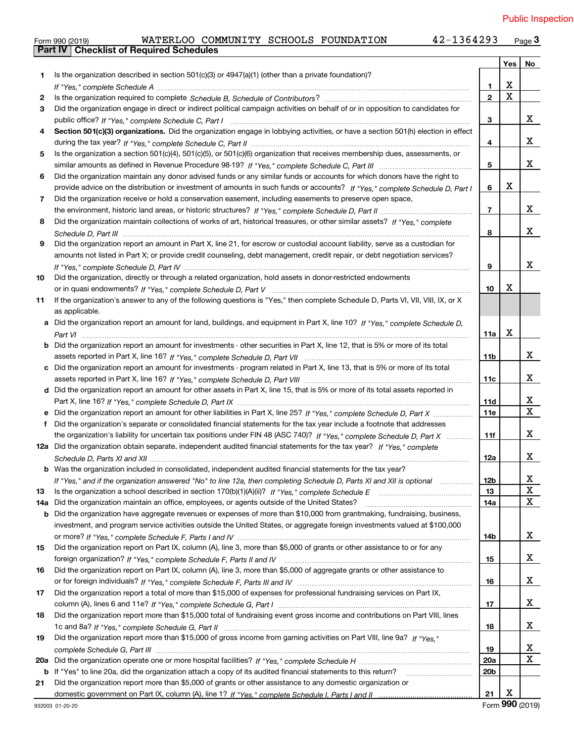Public Inspection

Form 990 (2019) WATERLOO COMMUNITY SCHOOLS FOUNDATION 42-1364293 Page 3

**Part IV | Checklist of Required Schedules**

| | | | Yes | No |
|---|---|---|---|---|
| 1 | Is the organization described in section 501(c)(3) or 4947(a)(1) (other than a private foundation)? *If "Yes," complete Schedule A* | 1 | X | |
| 2 | Is the organization required to complete *Schedule B, Schedule of Contributors*? | 2 | X | |
| 3 | Did the organization engage in direct or indirect political campaign activities on behalf of or in opposition to candidates for public office? *If "Yes," complete Schedule C, Part I* | 3 | | X |
| 4 | **Section 501(c)(3) organizations.** Did the organization engage in lobbying activities, or have a section 501(h) election in effect during the tax year? *If "Yes," complete Schedule C, Part II* | 4 | | X |
| 5 | Is the organization a section 501(c)(4), 501(c)(5), or 501(c)(6) organization that receives membership dues, assessments, or similar amounts as defined in Revenue Procedure 98-19? *If "Yes," complete Schedule C, Part III* | 5 | | X |
| 6 | Did the organization maintain any donor advised funds or any similar funds or accounts for which donors have the right to provide advice on the distribution or investment of amounts in such funds or accounts? *If "Yes," complete Schedule D, Part I* | 6 | X | |
| 7 | Did the organization receive or hold a conservation easement, including easements to preserve open space, the environment, historic land areas, or historic structures? *If "Yes," complete Schedule D, Part II* | 7 | | X |
| 8 | Did the organization maintain collections of works of art, historical treasures, or other similar assets? *If "Yes," complete Schedule D, Part III* | 8 | | X |
| 9 | Did the organization report an amount in Part X, line 21, for escrow or custodial account liability, serve as a custodian for amounts not listed in Part X; or provide credit counseling, debt management, credit repair, or debt negotiation services? *If "Yes," complete Schedule D, Part IV* | 9 | | X |
| 10 | Did the organization, directly or through a related organization, hold assets in donor-restricted endowments or in quasi endowments? *If "Yes," complete Schedule D, Part V* | 10 | X | |
| 11 | If the organization's answer to any of the following questions is "Yes," then complete Schedule D, Parts VI, VII, VIII, IX, or X as applicable. | | | |
| a | Did the organization report an amount for land, buildings, and equipment in Part X, line 10? *If "Yes," complete Schedule D, Part VI* | 11a | X | |
| b | Did the organization report an amount for investments - other securities in Part X, line 12, that is 5% or more of its total assets reported in Part X, line 16? *If "Yes," complete Schedule D, Part VII* | 11b | | X |
| c | Did the organization report an amount for investments - program related in Part X, line 13, that is 5% or more of its total assets reported in Part X, line 16? *If "Yes," complete Schedule D, Part VIII* | 11c | | X |
| d | Did the organization report an amount for other assets in Part X, line 15, that is 5% or more of its total assets reported in Part X, line 16? *If "Yes," complete Schedule D, Part IX* | 11d | | X |
| e | Did the organization report an amount for other liabilities in Part X, line 25? *If "Yes," complete Schedule D, Part X* | 11e | | X |
| f | Did the organization's separate or consolidated financial statements for the tax year include a footnote that addresses the organization's liability for uncertain tax positions under FIN 48 (ASC 740)? *If "Yes," complete Schedule D, Part X* | 11f | | X |
| 12a | Did the organization obtain separate, independent audited financial statements for the tax year? *If "Yes," complete Schedule D, Parts XI and XII* | 12a | | X |
| b | Was the organization included in consolidated, independent audited financial statements for the tax year? *If "Yes," and if the organization answered "No" to line 12a, then completing Schedule D, Parts XI and XII is optional* | 12b | | X |
| 13 | Is the organization a school described in section 170(b)(1)(A)(ii)? *If "Yes," complete Schedule E* | 13 | | X |
| 14a | Did the organization maintain an office, employees, or agents outside of the United States? | 14a | | X |
| b | Did the organization have aggregate revenues or expenses of more than $10,000 from grantmaking, fundraising, business, investment, and program service activities outside the United States, or aggregate foreign investments valued at $100,000 or more? *If "Yes," complete Schedule F, Parts I and IV* | 14b | | X |
| 15 | Did the organization report on Part IX, column (A), line 3, more than $5,000 of grants or other assistance to or for any foreign organization? *If "Yes," complete Schedule F, Parts II and IV* | 15 | | X |
| 16 | Did the organization report on Part IX, column (A), line 3, more than $5,000 of aggregate grants or other assistance to or for foreign individuals? *If "Yes," complete Schedule F, Parts III and IV* | 16 | | X |
| 17 | Did the organization report a total of more than $15,000 of expenses for professional fundraising services on Part IX, column (A), lines 6 and 11e? *If "Yes," complete Schedule G, Part I* | 17 | | X |
| 18 | Did the organization report more than $15,000 total of fundraising event gross income and contributions on Part VIII, lines 1c and 8a? *If "Yes," complete Schedule G, Part II* | 18 | | X |
| 19 | Did the organization report more than $15,000 of gross income from gaming activities on Part VIII, line 9a? *If "Yes," complete Schedule G, Part III* | 19 | | X |
| 20a | Did the organization operate one or more hospital facilities? *If "Yes," complete Schedule H* | 20a | | X |
| b | If "Yes" to line 20a, did the organization attach a copy of its audited financial statements to this return? | 20b | | |
| 21 | Did the organization report more than $5,000 of grants or other assistance to any domestic organization or domestic government on Part IX, column (A), line 1? *If "Yes," complete Schedule I, Parts I and II* | 21 | X | |

932003 01-20-20 Form **990** (2019)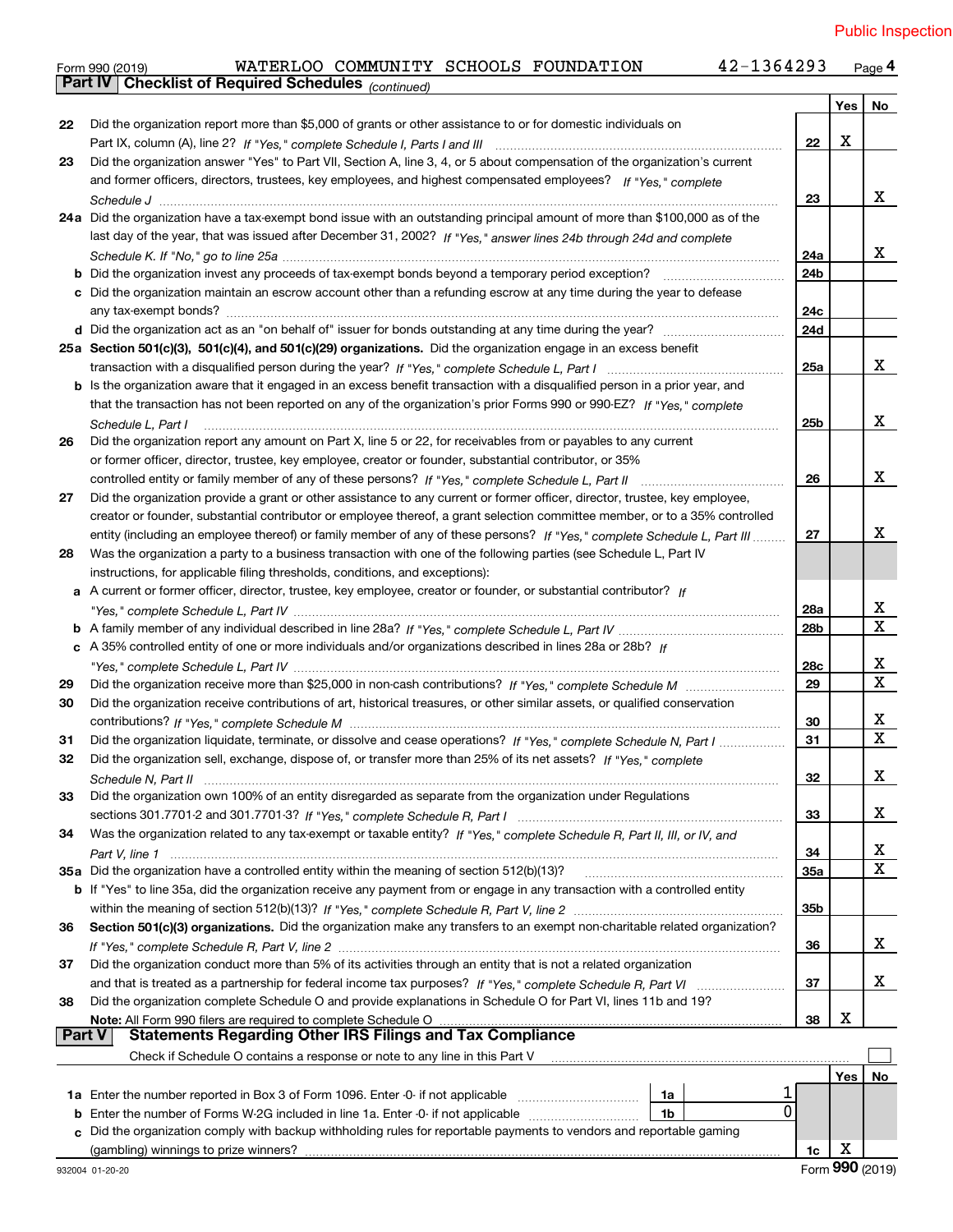Public Inspection

Form 990 (2019) WATERLOO COMMUNITY SCHOOLS FOUNDATION 42-1364293 Page 4

## Part IV Checklist of Required Schedules *(continued)*

| | | | Yes | No |
|---|---|---|---|---|
| 22 | Did the organization report more than $5,000 of grants or other assistance to or for domestic individuals on Part IX, column (A), line 2? *If "Yes," complete Schedule I, Parts I and III* | 22 | X | |
| 23 | Did the organization answer "Yes" to Part VII, Section A, line 3, 4, or 5 about compensation of the organization's current and former officers, directors, trustees, key employees, and highest compensated employees? *If "Yes," complete Schedule J* | 23 | | X |
| 24a | Did the organization have a tax-exempt bond issue with an outstanding principal amount of more than $100,000 as of the last day of the year, that was issued after December 31, 2002? *If "Yes," answer lines 24b through 24d and complete Schedule K. If "No," go to line 25a* | 24a | | X |
| b | Did the organization invest any proceeds of tax-exempt bonds beyond a temporary period exception? | 24b | | |
| c | Did the organization maintain an escrow account other than a refunding escrow at any time during the year to defease any tax-exempt bonds? | 24c | | |
| d | Did the organization act as an "on behalf of" issuer for bonds outstanding at any time during the year? | 24d | | |
| 25a | **Section 501(c)(3), 501(c)(4), and 501(c)(29) organizations.** Did the organization engage in an excess benefit transaction with a disqualified person during the year? *If "Yes," complete Schedule L, Part I* | 25a | | X |
| b | Is the organization aware that it engaged in an excess benefit transaction with a disqualified person in a prior year, and that the transaction has not been reported on any of the organization's prior Forms 990 or 990-EZ? *If "Yes," complete Schedule L, Part I* | 25b | | X |
| 26 | Did the organization report any amount on Part X, line 5 or 22, for receivables from or payables to any current or former officer, director, trustee, key employee, creator or founder, substantial contributor, or 35% controlled entity or family member of any of these persons? *If "Yes," complete Schedule L, Part II* | 26 | | X |
| 27 | Did the organization provide a grant or other assistance to any current or former officer, director, trustee, key employee, creator or founder, substantial contributor or employee thereof, a grant selection committee member, or to a 35% controlled entity (including an employee thereof) or family member of any of these persons? *If "Yes," complete Schedule L, Part III* | 27 | | X |
| 28 | Was the organization a party to a business transaction with one of the following parties (see Schedule L, Part IV instructions, for applicable filing thresholds, conditions, and exceptions): | | | |
| a | A current or former officer, director, trustee, key employee, creator or founder, or substantial contributor? *If "Yes," complete Schedule L, Part IV* | 28a | | X |
| b | A family member of any individual described in line 28a? *If "Yes," complete Schedule L, Part IV* | 28b | | X |
| c | A 35% controlled entity of one or more individuals and/or organizations described in lines 28a or 28b? *If "Yes," complete Schedule L, Part IV* | 28c | | X |
| 29 | Did the organization receive more than $25,000 in non-cash contributions? *If "Yes," complete Schedule M* | 29 | | X |
| 30 | Did the organization receive contributions of art, historical treasures, or other similar assets, or qualified conservation contributions? *If "Yes," complete Schedule M* | 30 | | X |
| 31 | Did the organization liquidate, terminate, or dissolve and cease operations? *If "Yes," complete Schedule N, Part I* | 31 | | X |
| 32 | Did the organization sell, exchange, dispose of, or transfer more than 25% of its net assets? *If "Yes," complete Schedule N, Part II* | 32 | | X |
| 33 | Did the organization own 100% of an entity disregarded as separate from the organization under Regulations sections 301.7701-2 and 301.7701-3? *If "Yes," complete Schedule R, Part I* | 33 | | X |
| 34 | Was the organization related to any tax-exempt or taxable entity? *If "Yes," complete Schedule R, Part II, III, or IV, and Part V, line 1* | 34 | | X |
| 35a | Did the organization have a controlled entity within the meaning of section 512(b)(13)? | 35a | | X |
| b | If "Yes" to line 35a, did the organization receive any payment from or engage in any transaction with a controlled entity within the meaning of section 512(b)(13)? *If "Yes," complete Schedule R, Part V, line 2* | 35b | | |
| 36 | **Section 501(c)(3) organizations.** Did the organization make any transfers to an exempt non-charitable related organization? *If "Yes," complete Schedule R, Part V, line 2* | 36 | | X |
| 37 | Did the organization conduct more than 5% of its activities through an entity that is not a related organization and that is treated as a partnership for federal income tax purposes? *If "Yes," complete Schedule R, Part VI* | 37 | | X |
| 38 | Did the organization complete Schedule O and provide explanations in Schedule O for Part VI, lines 11b and 19? **Note:** All Form 990 filers are required to complete Schedule O | 38 | X | |

## Part V Statements Regarding Other IRS Filings and Tax Compliance

Check if Schedule O contains a response or note to any line in this Part V ☐

| | | | | | Yes | No |
|---|---|---|---|---|---|---|
| 1a | Enter the number reported in Box 3 of Form 1096. Enter -0- if not applicable | 1a | 1 | | | |
| b | Enter the number of Forms W-2G included in line 1a. Enter -0- if not applicable | 1b | 0 | | | |
| c | Did the organization comply with backup withholding rules for reportable payments to vendors and reportable gaming (gambling) winnings to prize winners? | | | 1c | X | |

932004 01-20-20 Form **990** (2019)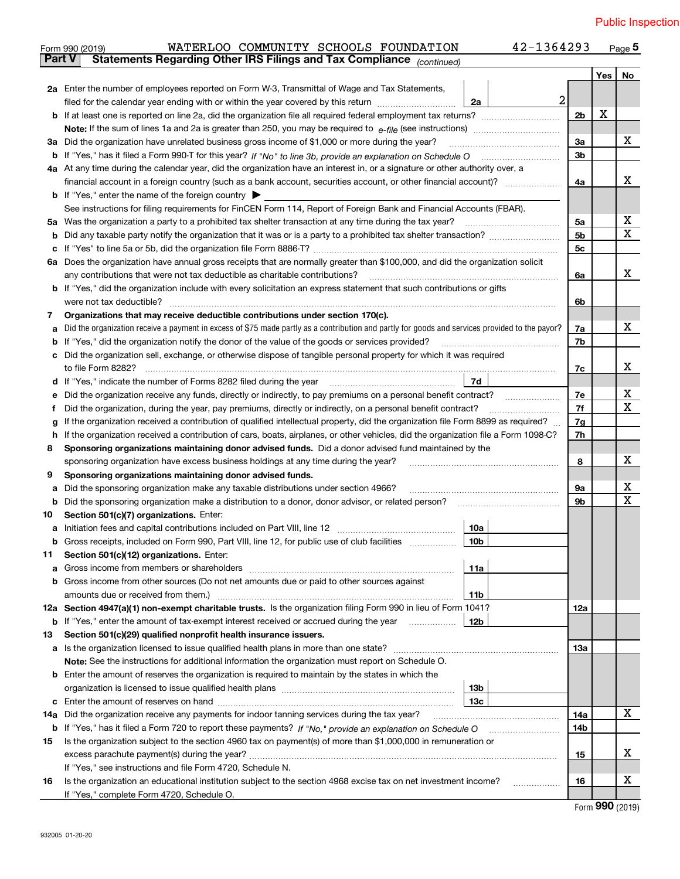Public Inspection

Form 990 (2019) WATERLOO COMMUNITY SCHOOLS FOUNDATION 42-1364293 Page 5

## Part V Statements Regarding Other IRS Filings and Tax Compliance *(continued)*

| | | | | Yes | No |
|---|---|---|---|---|---|
| **2a** | Enter the number of employees reported on Form W-3, Transmittal of Wage and Tax Statements, filed for the calendar year ending with or within the year covered by this return | 2a: 2 | | | |
| **b** | If at least one is reported on line 2a, did the organization file all required federal employment tax returns? | | 2b | X | |
| | **Note:** If the sum of lines 1a and 2a is greater than 250, you may be required to *e-file* (see instructions) | | | | |
| **3a** | Did the organization have unrelated business gross income of $1,000 or more during the year? | | 3a | | X |
| **b** | If "Yes," has it filed a Form 990-T for this year? *If "No" to line 3b, provide an explanation on Schedule O* | | 3b | | |
| **4a** | At any time during the calendar year, did the organization have an interest in, or a signature or other authority over, a financial account in a foreign country (such as a bank account, securities account, or other financial account)? | | 4a | | X |
| **b** | If "Yes," enter the name of the foreign country ▶ | | | | |
| | See instructions for filing requirements for FinCEN Form 114, Report of Foreign Bank and Financial Accounts (FBAR). | | | | |
| **5a** | Was the organization a party to a prohibited tax shelter transaction at any time during the tax year? | | 5a | | X |
| **b** | Did any taxable party notify the organization that it was or is a party to a prohibited tax shelter transaction? | | 5b | | X |
| **c** | If "Yes" to line 5a or 5b, did the organization file Form 8886-T? | | 5c | | |
| **6a** | Does the organization have annual gross receipts that are normally greater than $100,000, and did the organization solicit any contributions that were not tax deductible as charitable contributions? | | 6a | | X |
| **b** | If "Yes," did the organization include with every solicitation an express statement that such contributions or gifts were not tax deductible? | | 6b | | |
| **7** | **Organizations that may receive deductible contributions under section 170(c).** | | | | |
| **a** | Did the organization receive a payment in excess of $75 made partly as a contribution and partly for goods and services provided to the payor? | | 7a | | X |
| **b** | If "Yes," did the organization notify the donor of the value of the goods or services provided? | | 7b | | |
| **c** | Did the organization sell, exchange, or otherwise dispose of tangible personal property for which it was required to file Form 8282? | | 7c | | X |
| **d** | If "Yes," indicate the number of Forms 8282 filed during the year | 7d | | | |
| **e** | Did the organization receive any funds, directly or indirectly, to pay premiums on a personal benefit contract? | | 7e | | X |
| **f** | Did the organization, during the year, pay premiums, directly or indirectly, on a personal benefit contract? | | 7f | | X |
| **g** | If the organization received a contribution of qualified intellectual property, did the organization file Form 8899 as required? | | 7g | | |
| **h** | If the organization received a contribution of cars, boats, airplanes, or other vehicles, did the organization file a Form 1098-C? | | 7h | | |
| **8** | **Sponsoring organizations maintaining donor advised funds.** Did a donor advised fund maintained by the sponsoring organization have excess business holdings at any time during the year? | | 8 | | X |
| **9** | **Sponsoring organizations maintaining donor advised funds.** | | | | |
| **a** | Did the sponsoring organization make any taxable distributions under section 4966? | | 9a | | X |
| **b** | Did the sponsoring organization make a distribution to a donor, donor advisor, or related person? | | 9b | | X |
| **10** | **Section 501(c)(7) organizations.** Enter: | | | | |
| **a** | Initiation fees and capital contributions included on Part VIII, line 12 | 10a | | | |
| **b** | Gross receipts, included on Form 990, Part VIII, line 12, for public use of club facilities | 10b | | | |
| **11** | **Section 501(c)(12) organizations.** Enter: | | | | |
| **a** | Gross income from members or shareholders | 11a | | | |
| **b** | Gross income from other sources (Do not net amounts due or paid to other sources against amounts due or received from them.) | 11b | | | |
| **12a** | **Section 4947(a)(1) non-exempt charitable trusts.** Is the organization filing Form 990 in lieu of Form 1041? | | 12a | | |
| **b** | If "Yes," enter the amount of tax-exempt interest received or accrued during the year | 12b | | | |
| **13** | **Section 501(c)(29) qualified nonprofit health insurance issuers.** | | | | |
| **a** | Is the organization licensed to issue qualified health plans in more than one state? | | 13a | | |
| | **Note:** See the instructions for additional information the organization must report on Schedule O. | | | | |
| **b** | Enter the amount of reserves the organization is required to maintain by the states in which the organization is licensed to issue qualified health plans | 13b | | | |
| **c** | Enter the amount of reserves on hand | 13c | | | |
| **14a** | Did the organization receive any payments for indoor tanning services during the tax year? | | 14a | | X |
| **b** | If "Yes," has it filed a Form 720 to report these payments? *If "No," provide an explanation on Schedule O* | | 14b | | |
| **15** | Is the organization subject to the section 4960 tax on payment(s) of more than $1,000,000 in remuneration or excess parachute payment(s) during the year? | | 15 | | X |
| | If "Yes," see instructions and file Form 4720, Schedule N. | | | | |
| **16** | Is the organization an educational institution subject to the section 4968 excise tax on net investment income? | | 16 | | X |
| | If "Yes," complete Form 4720, Schedule O. | | | | |

Form **990** (2019)

932005 01-20-20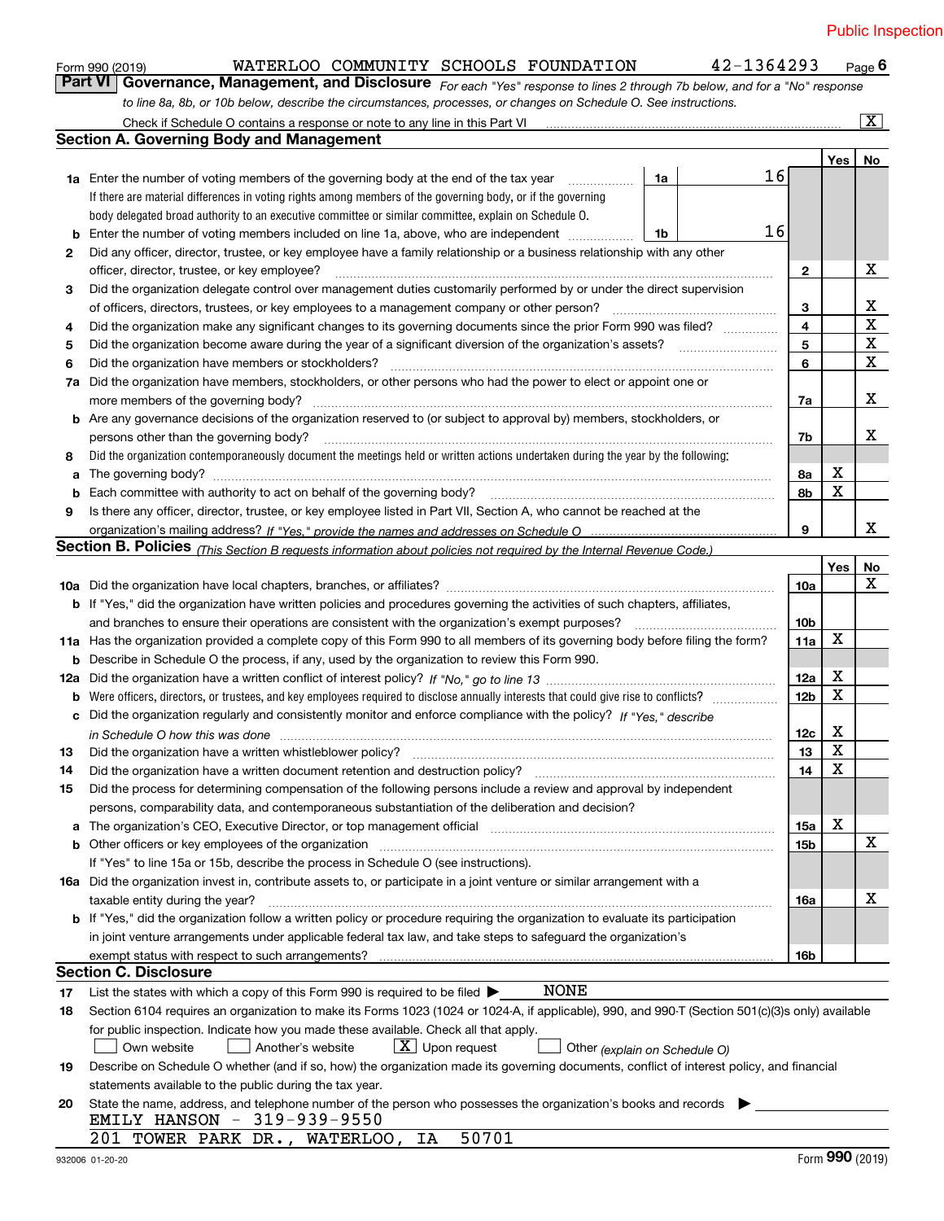Public Inspection

Form 990 (2019) WATERLOO COMMUNITY SCHOOLS FOUNDATION 42-1364293 Page **6**

**Part VI** **Governance, Management, and Disclosure** *For each "Yes" response to lines 2 through 7b below, and for a "No" response to line 8a, 8b, or 10b below, describe the circumstances, processes, or changes on Schedule O. See instructions.*

Check if Schedule O contains a response or note to any line in this Part VI [X]

## Section A. Governing Body and Management

| | | | | Yes | No |
|---|---|---|---|---|---|
| **1a** | Enter the number of voting members of the governing body at the end of the tax year. If there are material differences in voting rights among members of the governing body, or if the governing body delegated broad authority to an executive committee or similar committee, explain on Schedule O. | **1a** 16 | | | |
| **b** | Enter the number of voting members included on line 1a, above, who are independent | **1b** 16 | | | |
| **2** | Did any officer, director, trustee, or key employee have a family relationship or a business relationship with any other officer, director, trustee, or key employee? | | **2** | | X |
| **3** | Did the organization delegate control over management duties customarily performed by or under the direct supervision of officers, directors, trustees, or key employees to a management company or other person? | | **3** | | X |
| **4** | Did the organization make any significant changes to its governing documents since the prior Form 990 was filed? | | **4** | | X |
| **5** | Did the organization become aware during the year of a significant diversion of the organization's assets? | | **5** | | X |
| **6** | Did the organization have members or stockholders? | | **6** | | X |
| **7a** | Did the organization have members, stockholders, or other persons who had the power to elect or appoint one or more members of the governing body? | | **7a** | | X |
| **b** | Are any governance decisions of the organization reserved to (or subject to approval by) members, stockholders, or persons other than the governing body? | | **7b** | | X |
| **8** | Did the organization contemporaneously document the meetings held or written actions undertaken during the year by the following: | | | | |
| **a** | The governing body? | | **8a** | X | |
| **b** | Each committee with authority to act on behalf of the governing body? | | **8b** | X | |
| **9** | Is there any officer, director, trustee, or key employee listed in Part VII, Section A, who cannot be reached at the organization's mailing address? *If "Yes," provide the names and addresses on Schedule O* | | **9** | | X |

## Section B. Policies *(This Section B requests information about policies not required by the Internal Revenue Code.)*

| | | | Yes | No |
|---|---|---|---|---|
| **10a** | Did the organization have local chapters, branches, or affiliates? | **10a** | | X |
| **b** | If "Yes," did the organization have written policies and procedures governing the activities of such chapters, affiliates, and branches to ensure their operations are consistent with the organization's exempt purposes? | **10b** | | |
| **11a** | Has the organization provided a complete copy of this Form 990 to all members of its governing body before filing the form? | **11a** | X | |
| **b** | Describe in Schedule O the process, if any, used by the organization to review this Form 990. | | | |
| **12a** | Did the organization have a written conflict of interest policy? *If "No," go to line 13* | **12a** | X | |
| **b** | Were officers, directors, or trustees, and key employees required to disclose annually interests that could give rise to conflicts? | **12b** | X | |
| **c** | Did the organization regularly and consistently monitor and enforce compliance with the policy? *If "Yes," describe in Schedule O how this was done* | **12c** | X | |
| **13** | Did the organization have a written whistleblower policy? | **13** | X | |
| **14** | Did the organization have a written document retention and destruction policy? | **14** | X | |
| **15** | Did the process for determining compensation of the following persons include a review and approval by independent persons, comparability data, and contemporaneous substantiation of the deliberation and decision? | | | |
| **a** | The organization's CEO, Executive Director, or top management official | **15a** | X | |
| **b** | Other officers or key employees of the organization | **15b** | | X |
| | If "Yes" to line 15a or 15b, describe the process in Schedule O (see instructions). | | | |
| **16a** | Did the organization invest in, contribute assets to, or participate in a joint venture or similar arrangement with a taxable entity during the year? | **16a** | | X |
| **b** | If "Yes," did the organization follow a written policy or procedure requiring the organization to evaluate its participation in joint venture arrangements under applicable federal tax law, and take steps to safeguard the organization's exempt status with respect to such arrangements? | **16b** | | |

## Section C. Disclosure

**17** List the states with which a copy of this Form 990 is required to be filed ▶ NONE

**18** Section 6104 requires an organization to make its Forms 1023 (1024 or 1024-A, if applicable), 990, and 990-T (Section 501(c)(3)s only) available for public inspection. Indicate how you made these available. Check all that apply.

[ ] Own website [ ] Another's website [X] Upon request [ ] Other *(explain on Schedule O)*

**19** Describe on Schedule O whether (and if so, how) the organization made its governing documents, conflict of interest policy, and financial statements available to the public during the tax year.

**20** State the name, address, and telephone number of the person who possesses the organization's books and records ▶

EMILY HANSON - 319-939-9550
201 TOWER PARK DR., WATERLOO, IA 50701

932006 01-20-20 Form **990** (2019)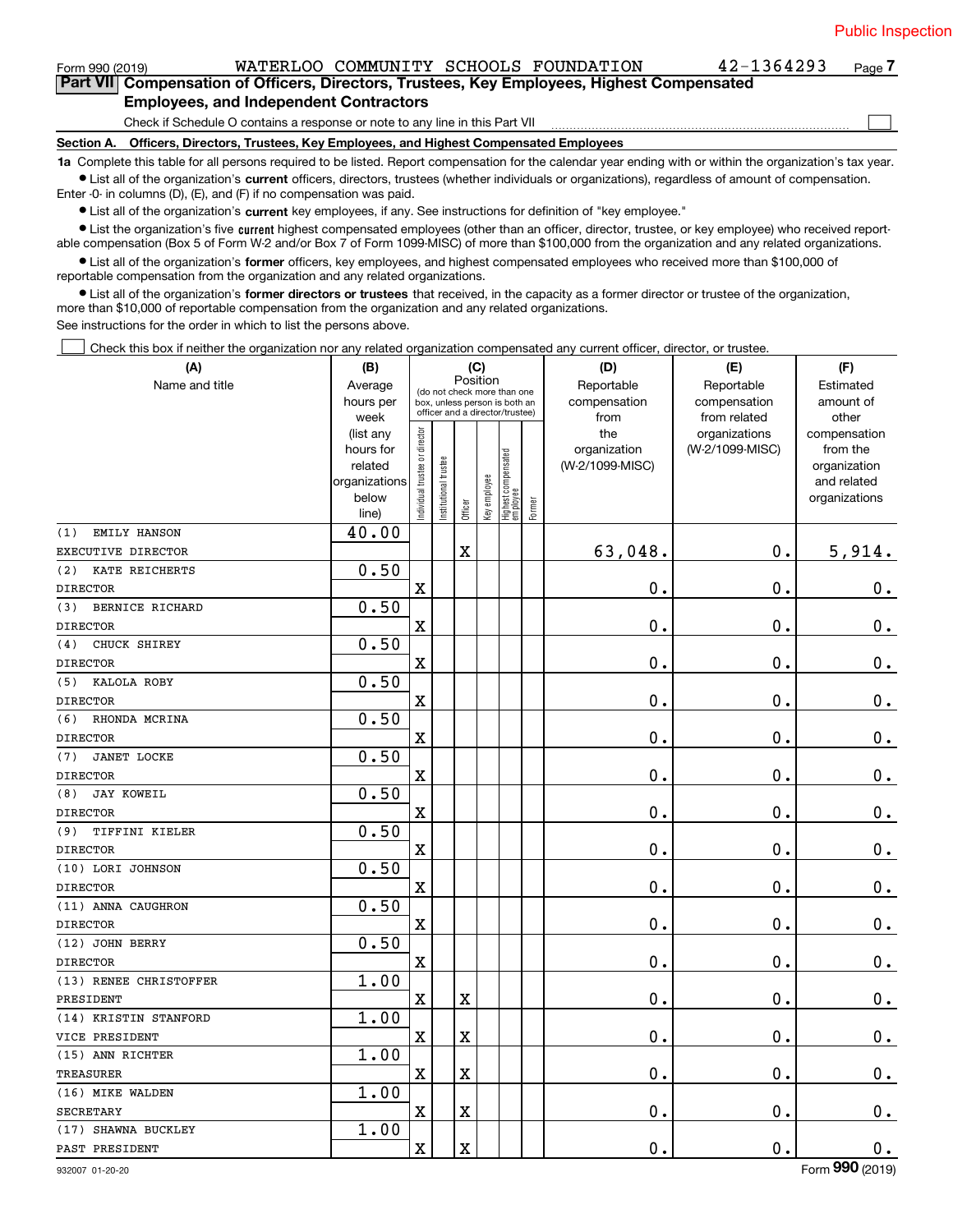Form 990 (2019) WATERLOO COMMUNITY SCHOOLS FOUNDATION 42-1364293 Page 7

## Part VII Compensation of Officers, Directors, Trustees, Key Employees, Highest Compensated Employees, and Independent Contractors

Check if Schedule O contains a response or note to any line in this Part VII ☐

**Section A. Officers, Directors, Trustees, Key Employees, and Highest Compensated Employees**

**1a** Complete this table for all persons required to be listed. Report compensation for the calendar year ending with or within the organization's tax year.

- List all of the organization's **current** officers, directors, trustees (whether individuals or organizations), regardless of amount of compensation. Enter -0- in columns (D), (E), and (F) if no compensation was paid.
- List all of the organization's **current** key employees, if any. See instructions for definition of "key employee."
- List the organization's five **current** highest compensated employees (other than an officer, director, trustee, or key employee) who received reportable compensation (Box 5 of Form W-2 and/or Box 7 of Form 1099-MISC) of more than $100,000 from the organization and any related organizations.
- List all of the organization's **former** officers, key employees, and highest compensated employees who received more than $100,000 of reportable compensation from the organization and any related organizations.
- List all of the organization's **former directors or trustees** that received, in the capacity as a former director or trustee of the organization, more than $10,000 of reportable compensation from the organization and any related organizations.

See instructions for the order in which to list the persons above.

☐ Check this box if neither the organization nor any related organization compensated any current officer, director, or trustee.

| (A) Name and title | (B) Average hours per week (list any hours for related organizations below line) | (C) Position (do not check more than one box, unless person is both an officer and a director/trustee) | | | | | | (D) Reportable compensation from the organization (W-2/1099-MISC) | (E) Reportable compensation from related organizations (W-2/1099-MISC) | (F) Estimated amount of other compensation from the organization and related organizations |
|---|---|---|---|---|---|---|---|---|---|---|
| | | Individual trustee or director | Institutional trustee | Officer | Key employee | Highest compensated employee | Former | | | |
| (1) EMILY HANSON<br>EXECUTIVE DIRECTOR | 40.00 | | | X | | | | 63,048. | 0. | 5,914. |
| (2) KATE REICHERTS<br>DIRECTOR | 0.50 | X | | | | | | 0. | 0. | 0. |
| (3) BERNICE RICHARD<br>DIRECTOR | 0.50 | X | | | | | | 0. | 0. | 0. |
| (4) CHUCK SHIREY<br>DIRECTOR | 0.50 | X | | | | | | 0. | 0. | 0. |
| (5) KALOLA ROBY<br>DIRECTOR | 0.50 | X | | | | | | 0. | 0. | 0. |
| (6) RHONDA MCRINA<br>DIRECTOR | 0.50 | X | | | | | | 0. | 0. | 0. |
| (7) JANET LOCKE<br>DIRECTOR | 0.50 | X | | | | | | 0. | 0. | 0. |
| (8) JAY KOWEIL<br>DIRECTOR | 0.50 | X | | | | | | 0. | 0. | 0. |
| (9) TIFFINI KIELER<br>DIRECTOR | 0.50 | X | | | | | | 0. | 0. | 0. |
| (10) LORI JOHNSON<br>DIRECTOR | 0.50 | X | | | | | | 0. | 0. | 0. |
| (11) ANNA CAUGHRON<br>DIRECTOR | 0.50 | X | | | | | | 0. | 0. | 0. |
| (12) JOHN BERRY<br>DIRECTOR | 0.50 | X | | | | | | 0. | 0. | 0. |
| (13) RENEE CHRISTOFFER<br>PRESIDENT | 1.00 | X | | X | | | | 0. | 0. | 0. |
| (14) KRISTIN STANFORD<br>VICE PRESIDENT | 1.00 | X | | X | | | | 0. | 0. | 0. |
| (15) ANN RICHTER<br>TREASURER | 1.00 | X | | X | | | | 0. | 0. | 0. |
| (16) MIKE WALDEN<br>SECRETARY | 1.00 | X | | X | | | | 0. | 0. | 0. |
| (17) SHAWNA BUCKLEY<br>PAST PRESIDENT | 1.00 | X | | X | | | | 0. | 0. | 0. |

932007 01-20-20 Form **990** (2019)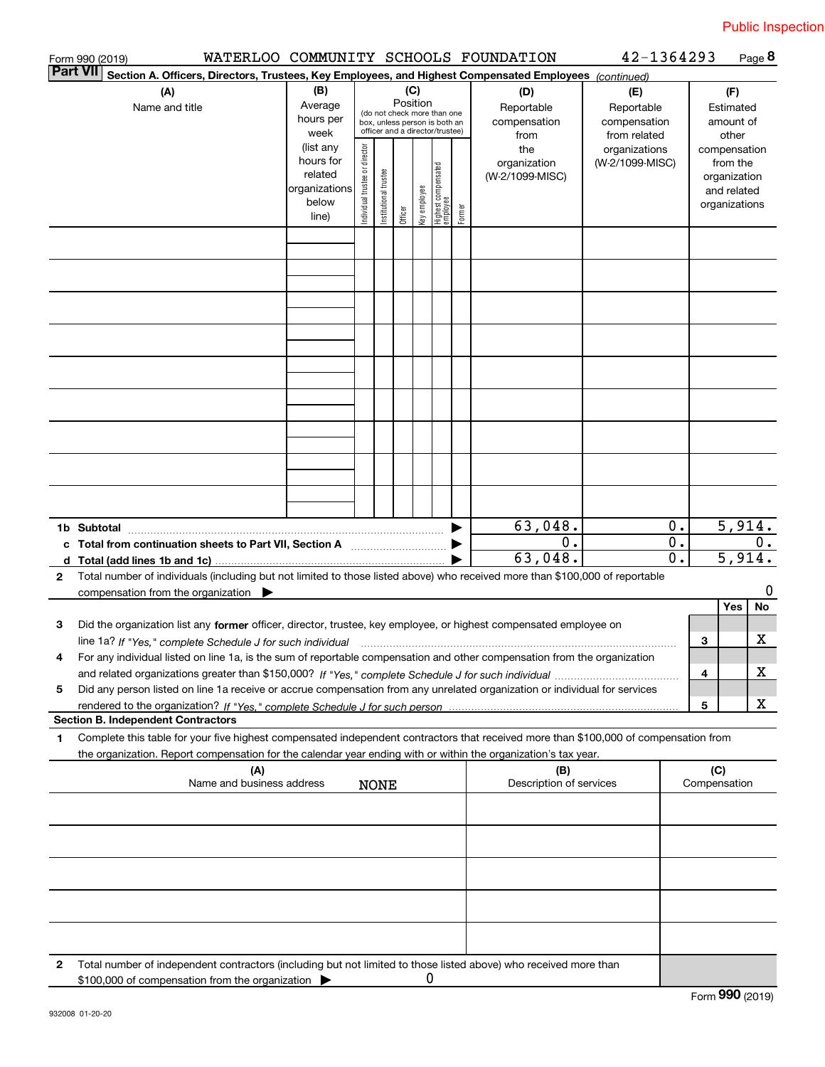Public Inspection

Form 990 (2019) WATERLOO COMMUNITY SCHOOLS FOUNDATION 42-1364293 Page **8**

**Part VII** **Section A. Officers, Directors, Trustees, Key Employees, and Highest Compensated Employees** *(continued)*

| (A) Name and title | (B) Average hours per week (list any hours for related organizations below line) | (C) Position (do not check more than one box, unless person is both an officer and a director/trustee) | | | | | | (D) Reportable compensation from the organization (W-2/1099-MISC) | (E) Reportable compensation from related organizations (W-2/1099-MISC) | (F) Estimated amount of other compensation from the organization and related organizations |
|---|---|---|---|---|---|---|---|---|---|---|
| | | Individual trustee or director | Institutional trustee | Officer | Key employee | Highest compensated employee | Former | | | |
| | | | | | | | | | | |
| | | | | | | | | | | |
| | | | | | | | | | | |
| | | | | | | | | | | |
| | | | | | | | | | | |
| | | | | | | | | | | |
| | | | | | | | | | | |
| | | | | | | | | | | |
| | | | | | | | | | | |
| **1b Subtotal** ▶ | | | | | | | | 63,048. | 0. | 5,914. |
| **c Total from continuation sheets to Part VII, Section A** ▶ | | | | | | | | 0. | 0. | 0. |
| **d Total (add lines 1b and 1c)** ▶ | | | | | | | | 63,048. | 0. | 5,914. |

**2** Total number of individuals (including but not limited to those listed above) who received more than $100,000 of reportable compensation from the organization ▶ 0

| | | | Yes | No |
|---|---|---|---|---|
| **3** | Did the organization list any **former** officer, director, trustee, key employee, or highest compensated employee on line 1a? *If "Yes," complete Schedule J for such individual* | **3** | | X |
| **4** | For any individual listed on line 1a, is the sum of reportable compensation and other compensation from the organization and related organizations greater than $150,000? *If "Yes," complete Schedule J for such individual* | **4** | | X |
| **5** | Did any person listed on line 1a receive or accrue compensation from any unrelated organization or individual for services rendered to the organization? *If "Yes," complete Schedule J for such person* | **5** | | X |

**Section B. Independent Contractors**

**1** Complete this table for your five highest compensated independent contractors that received more than $100,000 of compensation from the organization. Report compensation for the calendar year ending with or within the organization's tax year.

| (A) Name and business address NONE | (B) Description of services | (C) Compensation |
|---|---|---|
| | | |
| | | |
| | | |
| | | |
| | | |

**2** Total number of independent contractors (including but not limited to those listed above) who received more than $100,000 of compensation from the organization ▶ 0

932008 01-20-20

Form **990** (2019)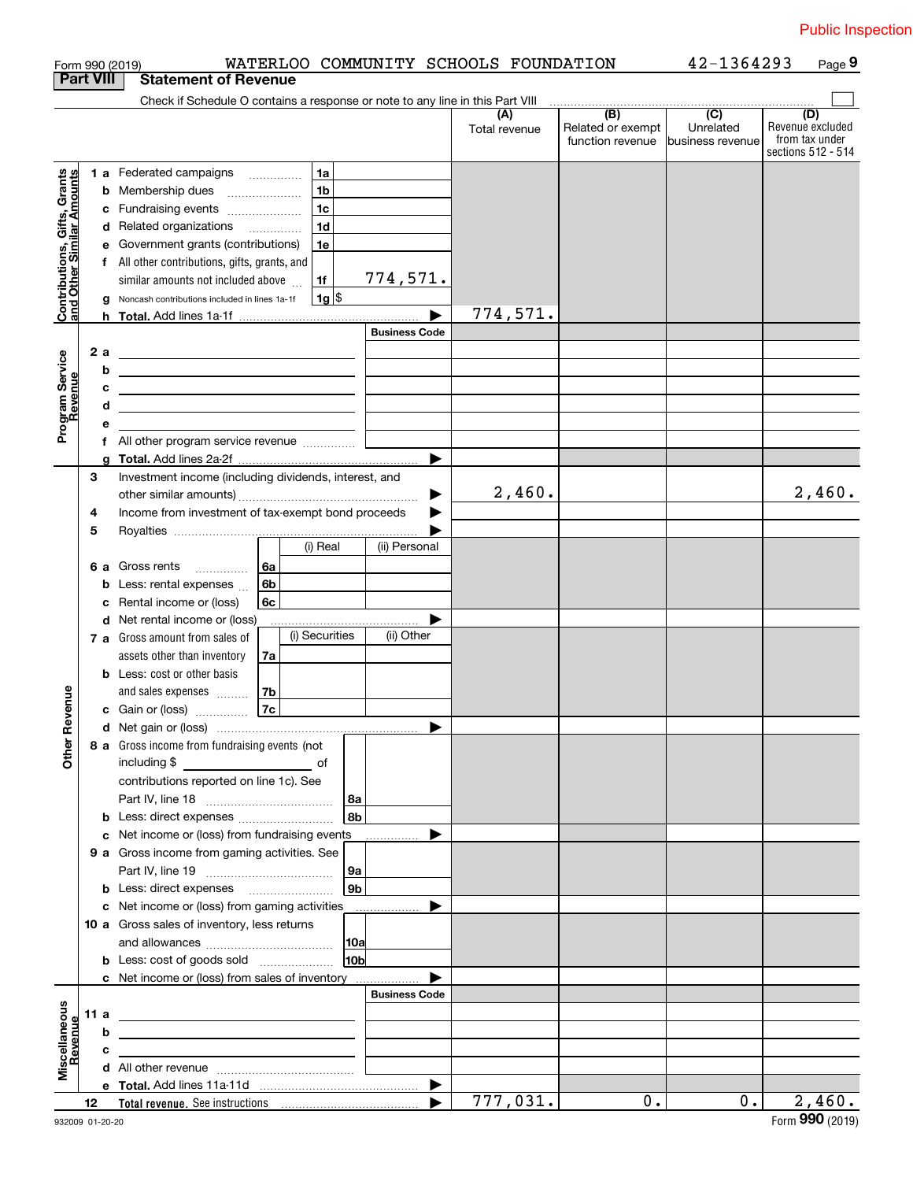Public Inspection

Form 990 (2019) WATERLOO COMMUNITY SCHOOLS FOUNDATION 42-1364293

## Part VIII Statement of Revenue

Check if Schedule O contains a response or note to any line in this Part VIII ☐

| | | | | (A) Total revenue | (B) Related or exempt function revenue | (C) Unrelated business revenue | (D) Revenue excluded from tax under sections 512 - 514 |
|---|---|---|---|---|---|---|---|
| **Contributions, Gifts, Grants and Other Similar Amounts** | 1a Federated campaigns | 1a | | | | | |
| | b Membership dues | 1b | | | | | |
| | c Fundraising events | 1c | | | | | |
| | d Related organizations | 1d | | | | | |
| | e Government grants (contributions) | 1e | | | | | |
| | f All other contributions, gifts, grants, and similar amounts not included above | 1f | 774,571. | | | | |
| | g Noncash contributions included in lines 1a-1f | 1g | $ | | | | |
| | h **Total.** Add lines 1a-1f | | | 774,571. | | | |
| **Program Service Revenue** | | | Business Code | | | | |
| | 2 a | | | | | | |
| | b | | | | | | |
| | c | | | | | | |
| | d | | | | | | |
| | e | | | | | | |
| | f All other program service revenue | | | | | | |
| | g **Total.** Add lines 2a-2f | | | | | | |
| **Other Revenue** | 3 Investment income (including dividends, interest, and other similar amounts) | | | 2,460. | | | 2,460. |
| | 4 Income from investment of tax-exempt bond proceeds | | | | | | |
| | 5 Royalties | | | | | | |
| | | | (i) Real / (ii) Personal | | | | |
| | 6 a Gross rents | 6a | | | | | |
| | b Less: rental expenses | 6b | | | | | |
| | c Rental income or (loss) | 6c | | | | | |
| | d Net rental income or (loss) | | | | | | |
| | | | (i) Securities / (ii) Other | | | | |
| | 7 a Gross amount from sales of assets other than inventory | 7a | | | | | |
| | b Less: cost or other basis and sales expenses | 7b | | | | | |
| | c Gain or (loss) | 7c | | | | | |
| | d Net gain or (loss) | | | | | | |
| | 8 a Gross income from fundraising events (not including $ ______ of contributions reported on line 1c). See Part IV, line 18 | 8a | | | | | |
| | b Less: direct expenses | 8b | | | | | |
| | c Net income or (loss) from fundraising events | | | | | | |
| | 9 a Gross income from gaming activities. See Part IV, line 19 | 9a | | | | | |
| | b Less: direct expenses | 9b | | | | | |
| | c Net income or (loss) from gaming activities | | | | | | |
| | 10 a Gross sales of inventory, less returns and allowances | 10a | | | | | |
| | b Less: cost of goods sold | 10b | | | | | |
| | c Net income or (loss) from sales of inventory | | | | | | |
| **Miscellaneous Revenue** | | | Business Code | | | | |
| | 11 a | | | | | | |
| | b | | | | | | |
| | c | | | | | | |
| | d All other revenue | | | | | | |
| | e **Total.** Add lines 11a-11d | | | | | | |
| | 12 **Total revenue.** See instructions | | | 777,031. | 0. | 0. | 2,460. |

932009 01-20-20 Form **990** (2019)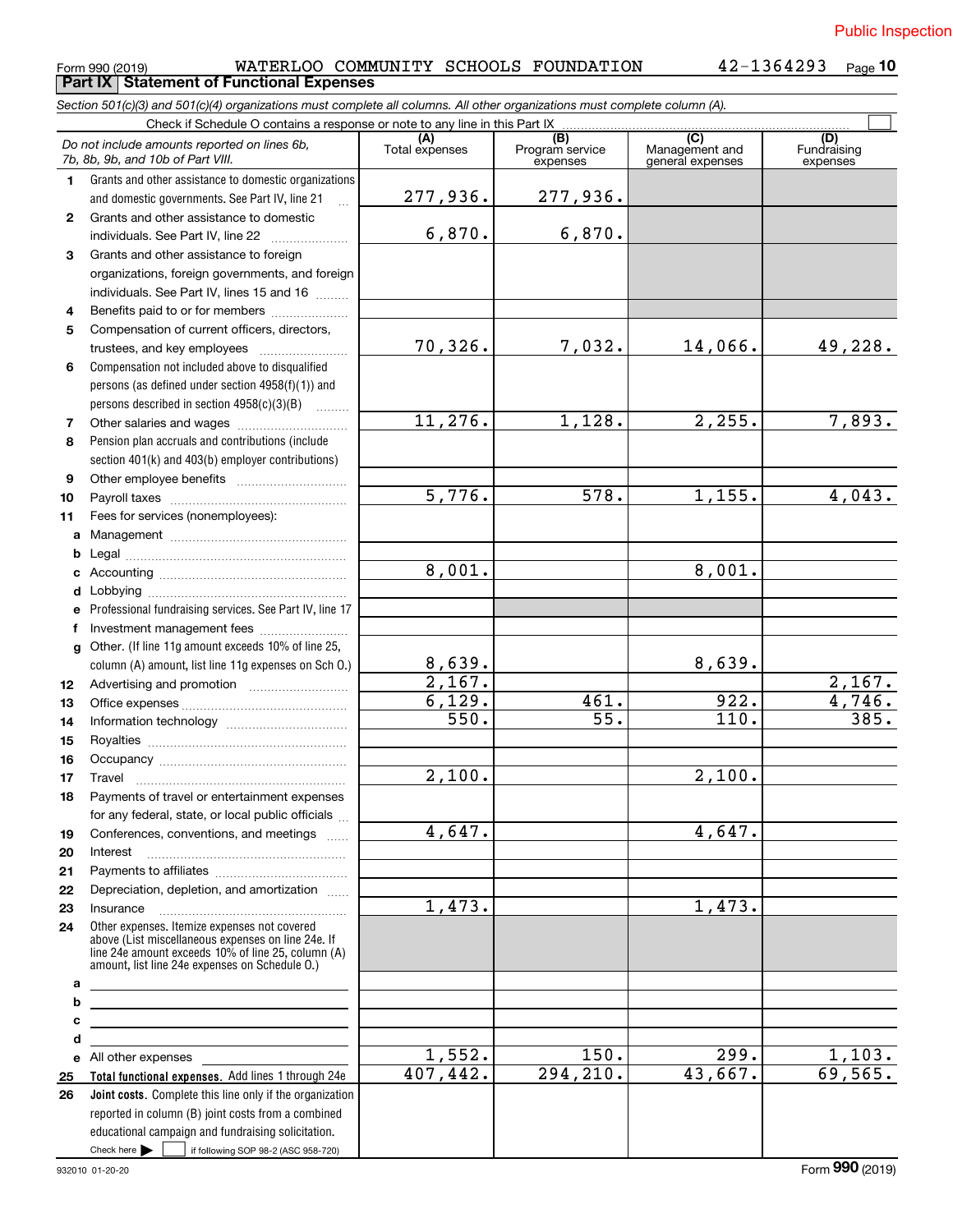Public Inspection

Form 990 (2019) WATERLOO COMMUNITY SCHOOLS FOUNDATION 42-1364293

## Part IX Statement of Functional Expenses

*Section 501(c)(3) and 501(c)(4) organizations must complete all columns. All other organizations must complete column (A).*

Check if Schedule O contains a response or note to any line in this Part IX

| *Do not include amounts reported on lines 6b, 7b, 8b, 9b, and 10b of Part VIII.* | (A) Total expenses | (B) Program service expenses | (C) Management and general expenses | (D) Fundraising expenses |
|---|---|---|---|---|
| 1 Grants and other assistance to domestic organizations and domestic governments. See Part IV, line 21 | 277,936. | 277,936. | | |
| 2 Grants and other assistance to domestic individuals. See Part IV, line 22 | 6,870. | 6,870. | | |
| 3 Grants and other assistance to foreign organizations, foreign governments, and foreign individuals. See Part IV, lines 15 and 16 | | | | |
| 4 Benefits paid to or for members | | | | |
| 5 Compensation of current officers, directors, trustees, and key employees | 70,326. | 7,032. | 14,066. | 49,228. |
| 6 Compensation not included above to disqualified persons (as defined under section 4958(f)(1)) and persons described in section 4958(c)(3)(B) | | | | |
| 7 Other salaries and wages | 11,276. | 1,128. | 2,255. | 7,893. |
| 8 Pension plan accruals and contributions (include section 401(k) and 403(b) employer contributions) | | | | |
| 9 Other employee benefits | | | | |
| 10 Payroll taxes | 5,776. | 578. | 1,155. | 4,043. |
| 11 Fees for services (nonemployees): | | | | |
| a Management | | | | |
| b Legal | | | | |
| c Accounting | 8,001. | | 8,001. | |
| d Lobbying | | | | |
| e Professional fundraising services. See Part IV, line 17 | | | | |
| f Investment management fees | | | | |
| g Other. (If line 11g amount exceeds 10% of line 25, column (A) amount, list line 11g expenses on Sch O.) | 8,639. | | 8,639. | |
| 12 Advertising and promotion | 2,167. | | | 2,167. |
| 13 Office expenses | 6,129. | 461. | 922. | 4,746. |
| 14 Information technology | 550. | 55. | 110. | 385. |
| 15 Royalties | | | | |
| 16 Occupancy | | | | |
| 17 Travel | 2,100. | | 2,100. | |
| 18 Payments of travel or entertainment expenses for any federal, state, or local public officials | | | | |
| 19 Conferences, conventions, and meetings | 4,647. | | 4,647. | |
| 20 Interest | | | | |
| 21 Payments to affiliates | | | | |
| 22 Depreciation, depletion, and amortization | | | | |
| 23 Insurance | 1,473. | | 1,473. | |
| 24 Other expenses. Itemize expenses not covered above (List miscellaneous expenses on line 24e. If line 24e amount exceeds 10% of line 25, column (A) amount, list line 24e expenses on Schedule O.) | | | | |
| a | | | | |
| b | | | | |
| c | | | | |
| d | | | | |
| e All other expenses | 1,552. | 150. | 299. | 1,103. |
| 25 **Total functional expenses.** Add lines 1 through 24e | 407,442. | 294,210. | 43,667. | 69,565. |
| 26 **Joint costs.** Complete this line only if the organization reported in column (B) joint costs from a combined educational campaign and fundraising solicitation. Check here ▶ ☐ if following SOP 98-2 (ASC 958-720) | | | | |

932010 01-20-20 Form **990** (2019)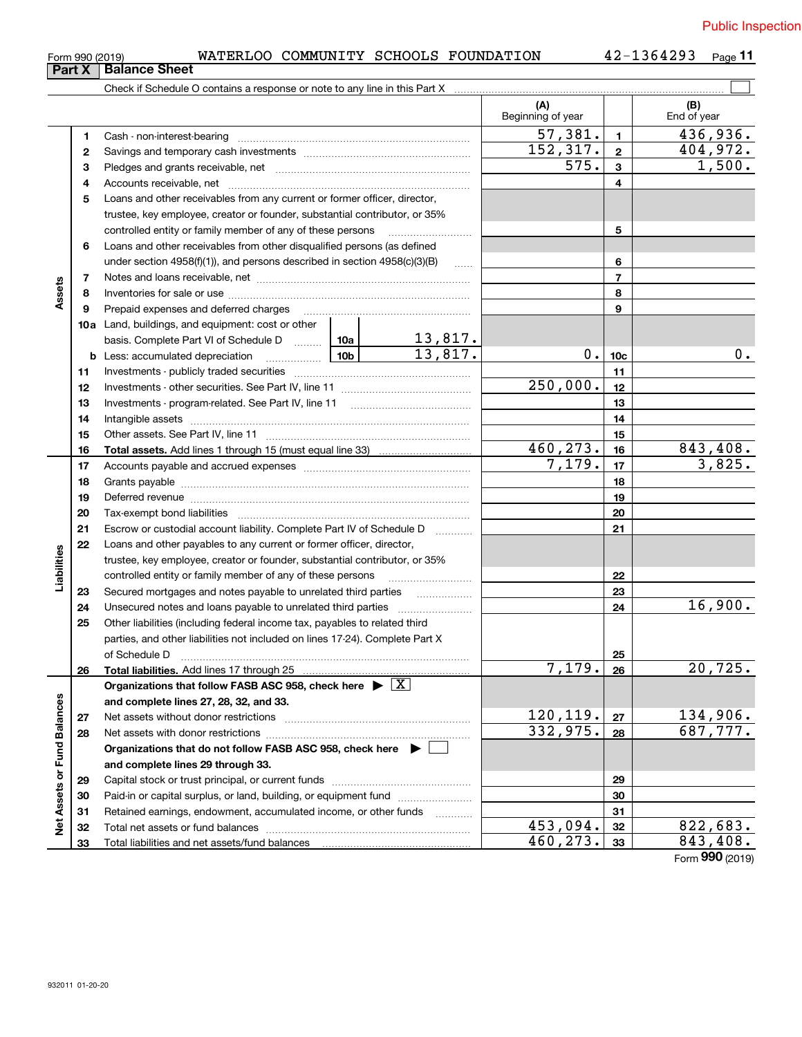Form 990 (2019) WATERLOO COMMUNITY SCHOOLS FOUNDATION 42-1364293

## Part X Balance Sheet

Check if Schedule O contains a response or note to any line in this Part X ☐

| Section | Line | Description | | (A) Beginning of year | | (B) End of year |
|---|---|---|---|---|---|---|
| Assets | 1 | Cash - non-interest-bearing | | 57,381. | 1 | 436,936. |
| | 2 | Savings and temporary cash investments | | 152,317. | 2 | 404,972. |
| | 3 | Pledges and grants receivable, net | | 575. | 3 | 1,500. |
| | 4 | Accounts receivable, net | | | 4 | |
| | 5 | Loans and other receivables from any current or former officer, director, trustee, key employee, creator or founder, substantial contributor, or 35% controlled entity or family member of any of these persons | | | 5 | |
| | 6 | Loans and other receivables from other disqualified persons (as defined under section 4958(f)(1)), and persons described in section 4958(c)(3)(B) | | | 6 | |
| | 7 | Notes and loans receivable, net | | | 7 | |
| | 8 | Inventories for sale or use | | | 8 | |
| | 9 | Prepaid expenses and deferred charges | | | 9 | |
| | 10a | Land, buildings, and equipment: cost or other basis. Complete Part VI of Schedule D | 10a 13,817. | | | |
| | b | Less: accumulated depreciation | 10b 13,817. | 0. | 10c | 0. |
| | 11 | Investments - publicly traded securities | | | 11 | |
| | 12 | Investments - other securities. See Part IV, line 11 | | 250,000. | 12 | |
| | 13 | Investments - program-related. See Part IV, line 11 | | | 13 | |
| | 14 | Intangible assets | | | 14 | |
| | 15 | Other assets. See Part IV, line 11 | | | 15 | |
| | 16 | **Total assets.** Add lines 1 through 15 (must equal line 33) | | 460,273. | 16 | 843,408. |
| Liabilities | 17 | Accounts payable and accrued expenses | | 7,179. | 17 | 3,825. |
| | 18 | Grants payable | | | 18 | |
| | 19 | Deferred revenue | | | 19 | |
| | 20 | Tax-exempt bond liabilities | | | 20 | |
| | 21 | Escrow or custodial account liability. Complete Part IV of Schedule D | | | 21 | |
| | 22 | Loans and other payables to any current or former officer, director, trustee, key employee, creator or founder, substantial contributor, or 35% controlled entity or family member of any of these persons | | | 22 | |
| | 23 | Secured mortgages and notes payable to unrelated third parties | | | 23 | |
| | 24 | Unsecured notes and loans payable to unrelated third parties | | | 24 | 16,900. |
| | 25 | Other liabilities (including federal income tax, payables to related third parties, and other liabilities not included on lines 17-24). Complete Part X of Schedule D | | | 25 | |
| | 26 | **Total liabilities.** Add lines 17 through 25 | | 7,179. | 26 | 20,725. |
| Net Assets or Fund Balances | | **Organizations that follow FASB ASC 958, check here ▶ ☒ and complete lines 27, 28, 32, and 33.** | | | | |
| | 27 | Net assets without donor restrictions | | 120,119. | 27 | 134,906. |
| | 28 | Net assets with donor restrictions | | 332,975. | 28 | 687,777. |
| | | **Organizations that do not follow FASB ASC 958, check here ▶ ☐ and complete lines 29 through 33.** | | | | |
| | 29 | Capital stock or trust principal, or current funds | | | 29 | |
| | 30 | Paid-in or capital surplus, or land, building, or equipment fund | | | 30 | |
| | 31 | Retained earnings, endowment, accumulated income, or other funds | | | 31 | |
| | 32 | Total net assets or fund balances | | 453,094. | 32 | 822,683. |
| | 33 | Total liabilities and net assets/fund balances | | 460,273. | 33 | 843,408. |

Form 990 (2019)

932011 01-20-20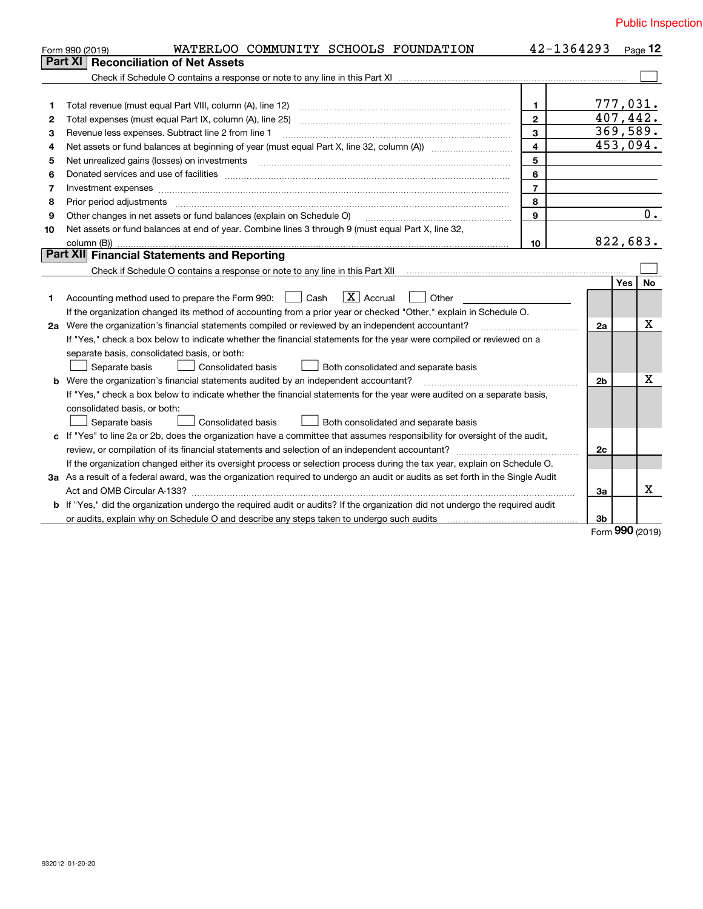Public Inspection

Form 990 (2019) WATERLOO COMMUNITY SCHOOLS FOUNDATION 42-1364293 Page **12**

## Part XI Reconciliation of Net Assets

Check if Schedule O contains a response or note to any line in this Part XI ☐

| | | | |
|---|---|---|---|
| 1 | Total revenue (must equal Part VIII, column (A), line 12) | 1 | 777,031. |
| 2 | Total expenses (must equal Part IX, column (A), line 25) | 2 | 407,442. |
| 3 | Revenue less expenses. Subtract line 2 from line 1 | 3 | 369,589. |
| 4 | Net assets or fund balances at beginning of year (must equal Part X, line 32, column (A)) | 4 | 453,094. |
| 5 | Net unrealized gains (losses) on investments | 5 | |
| 6 | Donated services and use of facilities | 6 | |
| 7 | Investment expenses | 7 | |
| 8 | Prior period adjustments | 8 | |
| 9 | Other changes in net assets or fund balances (explain on Schedule O) | 9 | 0. |
| 10 | Net assets or fund balances at end of year. Combine lines 3 through 9 (must equal Part X, line 32, column (B)) | 10 | 822,683. |

## Part XII Financial Statements and Reporting

Check if Schedule O contains a response or note to any line in this Part XII ☐

| | | | Yes | No |
|---|---|---|---|---|
| 1 | Accounting method used to prepare the Form 990: ☐ Cash ☒ Accrual ☐ Other<br>If the organization changed its method of accounting from a prior year or checked "Other," explain in Schedule O. | | | |
| 2a | Were the organization's financial statements compiled or reviewed by an independent accountant?<br>If "Yes," check a box below to indicate whether the financial statements for the year were compiled or reviewed on a separate basis, consolidated basis, or both:<br>☐ Separate basis ☐ Consolidated basis ☐ Both consolidated and separate basis | 2a | | X |
| b | Were the organization's financial statements audited by an independent accountant?<br>If "Yes," check a box below to indicate whether the financial statements for the year were audited on a separate basis, consolidated basis, or both:<br>☐ Separate basis ☐ Consolidated basis ☐ Both consolidated and separate basis | 2b | | X |
| c | If "Yes" to line 2a or 2b, does the organization have a committee that assumes responsibility for oversight of the audit, review, or compilation of its financial statements and selection of an independent accountant?<br>If the organization changed either its oversight process or selection process during the tax year, explain on Schedule O. | 2c | | |
| 3a | As a result of a federal award, was the organization required to undergo an audit or audits as set forth in the Single Audit Act and OMB Circular A-133? | 3a | | X |
| b | If "Yes," did the organization undergo the required audit or audits? If the organization did not undergo the required audit or audits, explain why on Schedule O and describe any steps taken to undergo such audits | 3b | | |

Form **990** (2019)

932012 01-20-20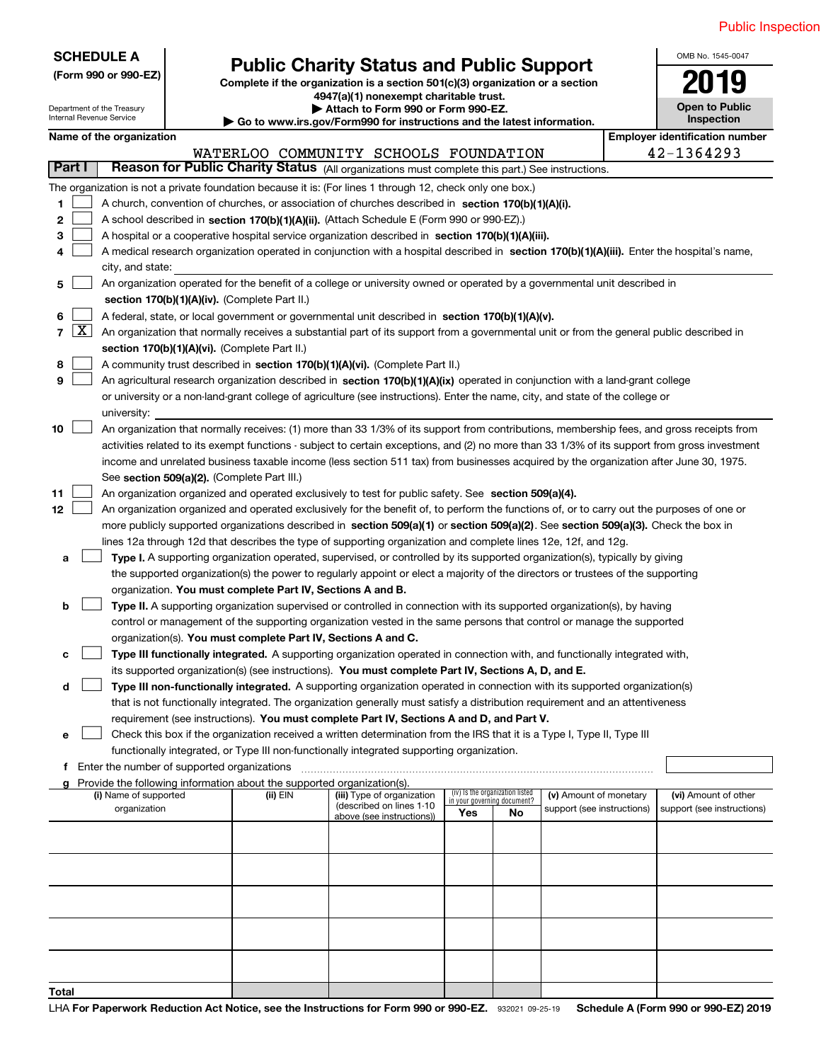Public Inspection

**SCHEDULE A**
**(Form 990 or 990-EZ)**

Department of the Treasury
Internal Revenue Service

# Public Charity Status and Public Support

**Complete if the organization is a section 501(c)(3) organization or a section 4947(a)(1) nonexempt charitable trust.**
**▶ Attach to Form 990 or Form 990-EZ.**
**▶ Go to www.irs.gov/Form990 for instructions and the latest information.**

OMB No. 1545-0047

**2019**

**Open to Public Inspection**

**Name of the organization:** WATERLOO COMMUNITY SCHOOLS FOUNDATION

**Employer identification number:** 42-1364293

## Part I Reason for Public Charity Status (All organizations must complete this part.) See instructions.

The organization is not a private foundation because it is: (For lines 1 through 12, check only one box.)

1. [ ] A church, convention of churches, or association of churches described in **section 170(b)(1)(A)(i).**
2. [ ] A school described in **section 170(b)(1)(A)(ii).** (Attach Schedule E (Form 990 or 990-EZ).)
3. [ ] A hospital or a cooperative hospital service organization described in **section 170(b)(1)(A)(iii).**
4. [ ] A medical research organization operated in conjunction with a hospital described in **section 170(b)(1)(A)(iii).** Enter the hospital's name, city, and state:
5. [ ] An organization operated for the benefit of a college or university owned or operated by a governmental unit described in **section 170(b)(1)(A)(iv).** (Complete Part II.)
6. [ ] A federal, state, or local government or governmental unit described in **section 170(b)(1)(A)(v).**
7. [X] An organization that normally receives a substantial part of its support from a governmental unit or from the general public described in **section 170(b)(1)(A)(vi).** (Complete Part II.)
8. [ ] A community trust described in **section 170(b)(1)(A)(vi).** (Complete Part II.)
9. [ ] An agricultural research organization described in **section 170(b)(1)(A)(ix)** operated in conjunction with a land-grant college or university or a non-land-grant college of agriculture (see instructions). Enter the name, city, and state of the college or university:
10. [ ] An organization that normally receives: (1) more than 33 1/3% of its support from contributions, membership fees, and gross receipts from activities related to its exempt functions - subject to certain exceptions, and (2) no more than 33 1/3% of its support from gross investment income and unrelated business taxable income (less section 511 tax) from businesses acquired by the organization after June 30, 1975. See **section 509(a)(2).** (Complete Part III.)
11. [ ] An organization organized and operated exclusively to test for public safety. See **section 509(a)(4).**
12. [ ] An organization organized and operated exclusively for the benefit of, to perform the functions of, or to carry out the purposes of one or more publicly supported organizations described in **section 509(a)(1)** or **section 509(a)(2)**. See **section 509(a)(3).** Check the box in lines 12a through 12d that describes the type of supporting organization and complete lines 12e, 12f, and 12g.

   a. [ ] **Type I.** A supporting organization operated, supervised, or controlled by its supported organization(s), typically by giving the supported organization(s) the power to regularly appoint or elect a majority of the directors or trustees of the supporting organization. **You must complete Part IV, Sections A and B.**

   b. [ ] **Type II.** A supporting organization supervised or controlled in connection with its supported organization(s), by having control or management of the supporting organization vested in the same persons that control or manage the supported organization(s). **You must complete Part IV, Sections A and C.**

   c. [ ] **Type III functionally integrated.** A supporting organization operated in connection with, and functionally integrated with, its supported organization(s) (see instructions). **You must complete Part IV, Sections A, D, and E.**

   d. [ ] **Type III non-functionally integrated.** A supporting organization operated in connection with its supported organization(s) that is not functionally integrated. The organization generally must satisfy a distribution requirement and an attentiveness requirement (see instructions). **You must complete Part IV, Sections A and D, and Part V.**

   e. [ ] Check this box if the organization received a written determination from the IRS that it is a Type I, Type II, Type III functionally integrated, or Type III non-functionally integrated supporting organization.

   f. Enter the number of supported organizations

   g. Provide the following information about the supported organization(s).

| (i) Name of supported organization | (ii) EIN | (iii) Type of organization (described on lines 1-10 above (see instructions)) | (iv) Is the organization listed in your governing document? Yes | No | (v) Amount of monetary support (see instructions) | (vi) Amount of other support (see instructions) |
|---|---|---|---|---|---|---|
| | | | | | | |
| | | | | | | |
| | | | | | | |
| | | | | | | |
| | | | | | | |
| **Total** | | | | | | |

LHA **For Paperwork Reduction Act Notice, see the Instructions for Form 990 or 990-EZ.** 932021 09-25-19 **Schedule A (Form 990 or 990-EZ) 2019**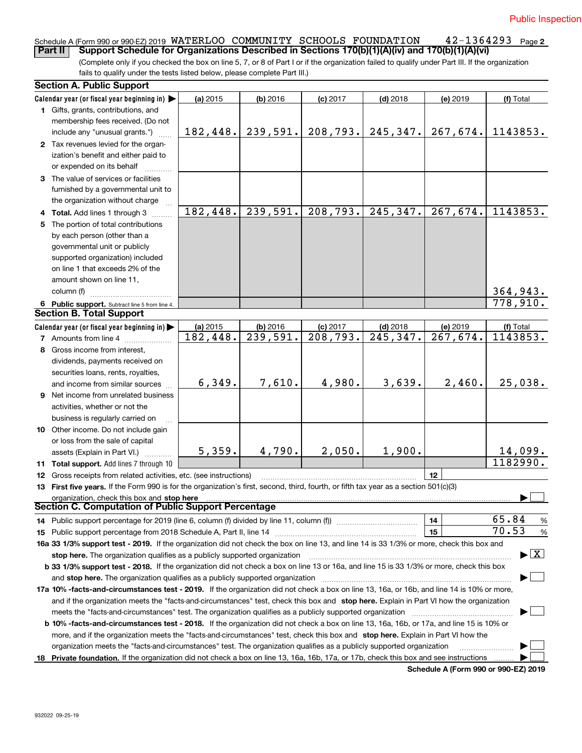Public Inspection

Schedule A (Form 990 or 990-EZ) 2019 WATERLOO COMMUNITY SCHOOLS FOUNDATION 42-1364293 Page 2

## Part II Support Schedule for Organizations Described in Sections 170(b)(1)(A)(iv) and 170(b)(1)(A)(vi)

(Complete only if you checked the box on line 5, 7, or 8 of Part I or if the organization failed to qualify under Part III. If the organization fails to qualify under the tests listed below, please complete Part III.)

### Section A. Public Support

| Calendar year (or fiscal year beginning in) ▶ | (a) 2015 | (b) 2016 | (c) 2017 | (d) 2018 | (e) 2019 | (f) Total |
|---|---|---|---|---|---|---|
| 1 Gifts, grants, contributions, and membership fees received. (Do not include any "unusual grants.") | 182,448. | 239,591. | 208,793. | 245,347. | 267,674. | 1143853. |
| 2 Tax revenues levied for the organization's benefit and either paid to or expended on its behalf | | | | | | |
| 3 The value of services or facilities furnished by a governmental unit to the organization without charge | | | | | | |
| 4 **Total.** Add lines 1 through 3 | 182,448. | 239,591. | 208,793. | 245,347. | 267,674. | 1143853. |
| 5 The portion of total contributions by each person (other than a governmental unit or publicly supported organization) included on line 1 that exceeds 2% of the amount shown on line 11, column (f) | | | | | | 364,943. |
| 6 **Public support.** Subtract line 5 from line 4. | | | | | | 778,910. |

### Section B. Total Support

| Calendar year (or fiscal year beginning in) ▶ | (a) 2015 | (b) 2016 | (c) 2017 | (d) 2018 | (e) 2019 | (f) Total |
|---|---|---|---|---|---|---|
| 7 Amounts from line 4 | 182,448. | 239,591. | 208,793. | 245,347. | 267,674. | 1143853. |
| 8 Gross income from interest, dividends, payments received on securities loans, rents, royalties, and income from similar sources | 6,349. | 7,610. | 4,980. | 3,639. | 2,460. | 25,038. |
| 9 Net income from unrelated business activities, whether or not the business is regularly carried on | | | | | | |
| 10 Other income. Do not include gain or loss from the sale of capital assets (Explain in Part VI.) | 5,359. | 4,790. | 2,050. | 1,900. | | 14,099. |
| 11 **Total support.** Add lines 7 through 10 | | | | | | 1182990. |

12 Gross receipts from related activities, etc. (see instructions) | 12 |

13 **First five years.** If the Form 990 is for the organization's first, second, third, fourth, or fifth tax year as a section 501(c)(3) organization, check this box and **stop here** ▶ ☐

### Section C. Computation of Public Support Percentage

14 Public support percentage for 2019 (line 6, column (f) divided by line 11, column (f)) | 14 | 65.84 %

15 Public support percentage from 2018 Schedule A, Part II, line 14 | 15 | 70.53 %

16a **33 1/3% support test - 2019.** If the organization did not check the box on line 13, and line 14 is 33 1/3% or more, check this box and **stop here.** The organization qualifies as a publicly supported organization ▶ ☒

b **33 1/3% support test - 2018.** If the organization did not check a box on line 13 or 16a, and line 15 is 33 1/3% or more, check this box and **stop here.** The organization qualifies as a publicly supported organization ▶ ☐

17a **10% -facts-and-circumstances test - 2019.** If the organization did not check a box on line 13, 16a, or 16b, and line 14 is 10% or more, and if the organization meets the "facts-and-circumstances" test, check this box and **stop here.** Explain in Part VI how the organization meets the "facts-and-circumstances" test. The organization qualifies as a publicly supported organization ▶ ☐

b **10% -facts-and-circumstances test - 2018.** If the organization did not check a box on line 13, 16a, 16b, or 17a, and line 15 is 10% or more, and if the organization meets the "facts-and-circumstances" test, check this box and **stop here.** Explain in Part VI how the organization meets the "facts-and-circumstances" test. The organization qualifies as a publicly supported organization ▶ ☐

18 **Private foundation.** If the organization did not check a box on line 13, 16a, 16b, 17a, or 17b, check this box and see instructions ▶ ☐

**Schedule A (Form 990 or 990-EZ) 2019**

932022 09-25-19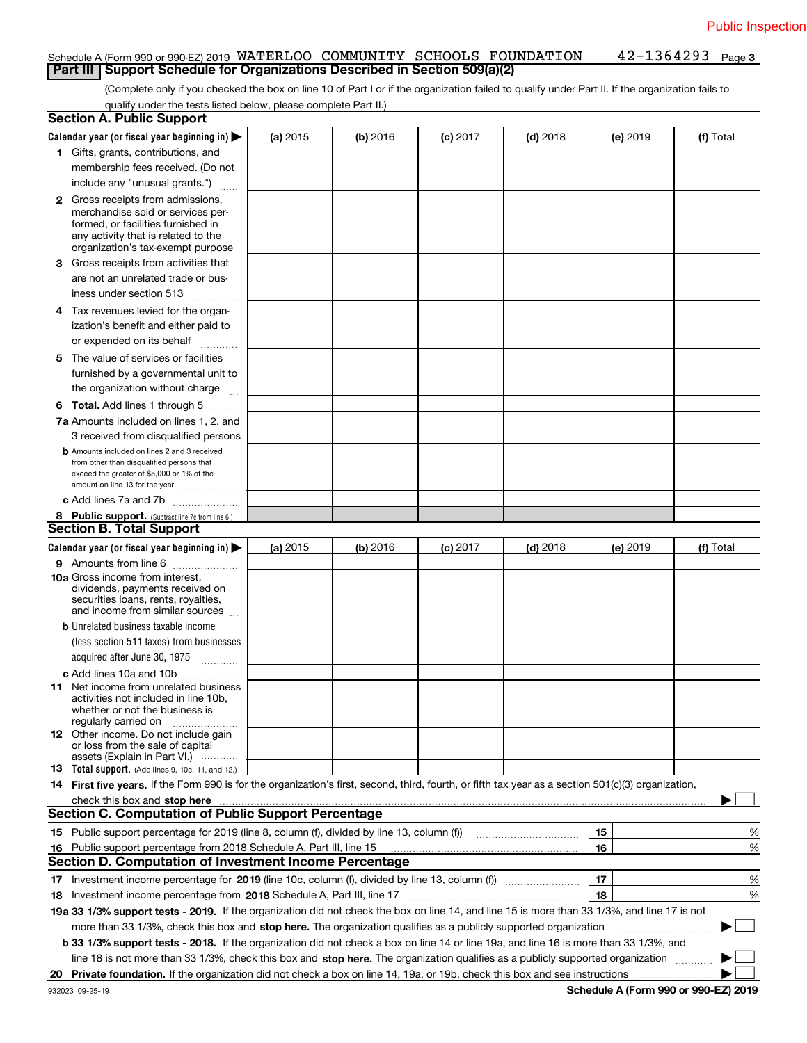Public Inspection

Schedule A (Form 990 or 990-EZ) 2019 WATERLOO COMMUNITY SCHOOLS FOUNDATION 42-1364293 Page 3

**Part III | Support Schedule for Organizations Described in Section 509(a)(2)**

(Complete only if you checked the box on line 10 of Part I or if the organization failed to qualify under Part II. If the organization fails to qualify under the tests listed below, please complete Part II.)

## Section A. Public Support

| Calendar year (or fiscal year beginning in) ▶ | (a) 2015 | (b) 2016 | (c) 2017 | (d) 2018 | (e) 2019 | (f) Total |
|---|---|---|---|---|---|---|
| **1** Gifts, grants, contributions, and membership fees received. (Do not include any "unusual grants.") | | | | | | |
| **2** Gross receipts from admissions, merchandise sold or services performed, or facilities furnished in any activity that is related to the organization's tax-exempt purpose | | | | | | |
| **3** Gross receipts from activities that are not an unrelated trade or business under section 513 | | | | | | |
| **4** Tax revenues levied for the organization's benefit and either paid to or expended on its behalf | | | | | | |
| **5** The value of services or facilities furnished by a governmental unit to the organization without charge | | | | | | |
| **6 Total.** Add lines 1 through 5 | | | | | | |
| **7a** Amounts included on lines 1, 2, and 3 received from disqualified persons | | | | | | |
| **b** Amounts included on lines 2 and 3 received from other than disqualified persons that exceed the greater of $5,000 or 1% of the amount on line 13 for the year | | | | | | |
| **c** Add lines 7a and 7b | | | | | | |
| **8 Public support.** (Subtract line 7c from line 6.) | | | | | | |

## Section B. Total Support

| Calendar year (or fiscal year beginning in) ▶ | (a) 2015 | (b) 2016 | (c) 2017 | (d) 2018 | (e) 2019 | (f) Total |
|---|---|---|---|---|---|---|
| **9** Amounts from line 6 | | | | | | |
| **10a** Gross income from interest, dividends, payments received on securities loans, rents, royalties, and income from similar sources | | | | | | |
| **b** Unrelated business taxable income (less section 511 taxes) from businesses acquired after June 30, 1975 | | | | | | |
| **c** Add lines 10a and 10b | | | | | | |
| **11** Net income from unrelated business activities not included in line 10b, whether or not the business is regularly carried on | | | | | | |
| **12** Other income. Do not include gain or loss from the sale of capital assets (Explain in Part VI.) | | | | | | |
| **13 Total support.** (Add lines 9, 10c, 11, and 12.) | | | | | | |

**14 First five years.** If the Form 990 is for the organization's first, second, third, fourth, or fifth tax year as a section 501(c)(3) organization, check this box and **stop here** ▶ ☐

## Section C. Computation of Public Support Percentage

| | | | |
|---|---|---|---|
| **15** | Public support percentage for 2019 (line 8, column (f), divided by line 13, column (f)) | 15 | % |
| **16** | Public support percentage from 2018 Schedule A, Part III, line 15 | 16 | % |

## Section D. Computation of Investment Income Percentage

| | | | |
|---|---|---|---|
| **17** | Investment income percentage for **2019** (line 10c, column (f), divided by line 13, column (f)) | 17 | % |
| **18** | Investment income percentage from **2018** Schedule A, Part III, line 17 | 18 | % |

**19a 33 1/3% support tests - 2019.** If the organization did not check the box on line 14, and line 15 is more than 33 1/3%, and line 17 is not more than 33 1/3%, check this box and **stop here.** The organization qualifies as a publicly supported organization ▶ ☐

**b 33 1/3% support tests - 2018.** If the organization did not check a box on line 14 or line 19a, and line 16 is more than 33 1/3%, and line 18 is not more than 33 1/3%, check this box and **stop here.** The organization qualifies as a publicly supported organization ▶ ☐

**20 Private foundation.** If the organization did not check a box on line 14, 19a, or 19b, check this box and see instructions ▶ ☐

932023 09-25-19 **Schedule A (Form 990 or 990-EZ) 2019**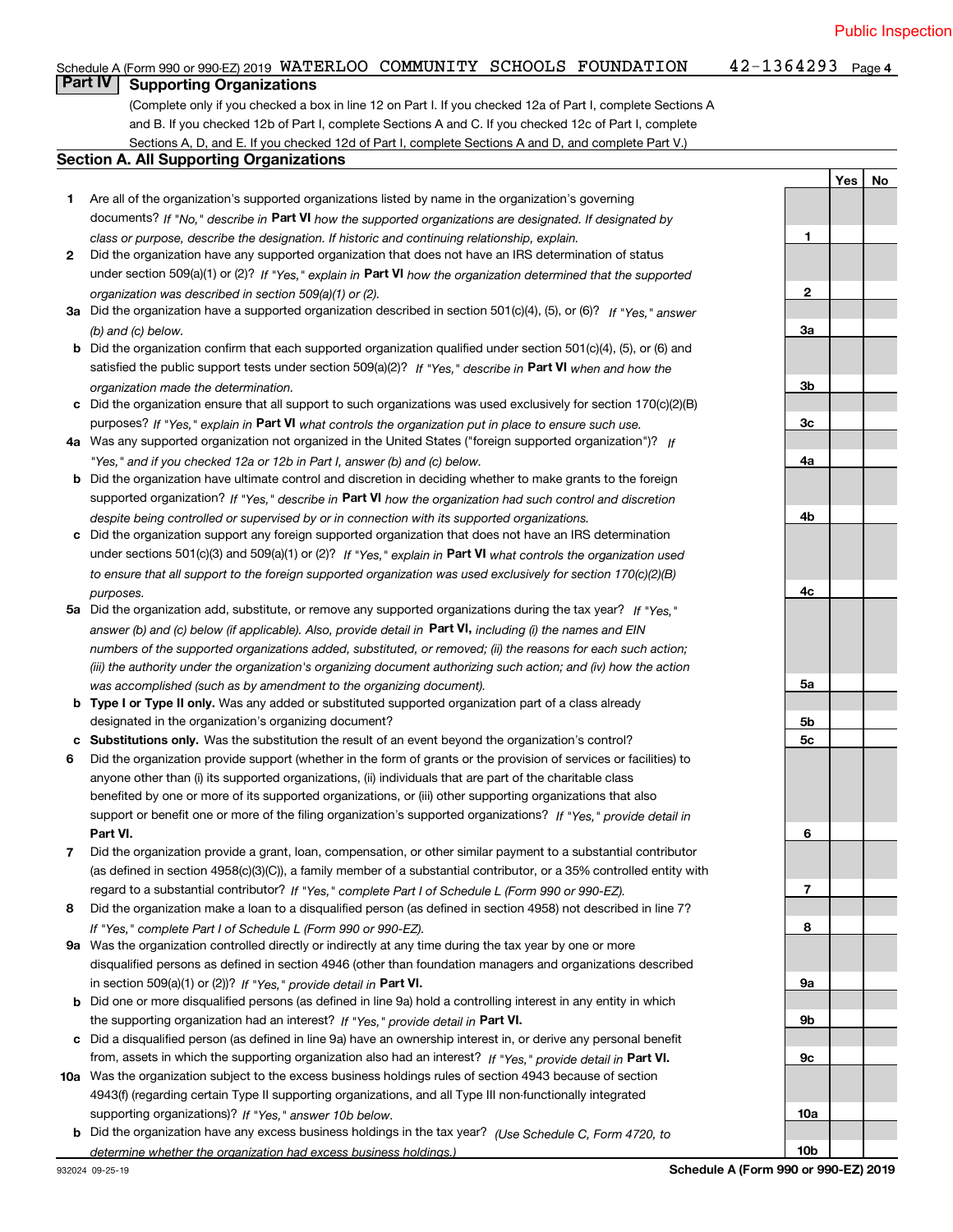Public Inspection

Schedule A (Form 990 or 990-EZ) 2019 WATERLOO COMMUNITY SCHOOLS FOUNDATION 42-1364293 Page 4

## Part IV Supporting Organizations

(Complete only if you checked a box in line 12 on Part I. If you checked 12a of Part I, complete Sections A and B. If you checked 12b of Part I, complete Sections A and C. If you checked 12c of Part I, complete Sections A, D, and E. If you checked 12d of Part I, complete Sections A and D, and complete Part V.)

### Section A. All Supporting Organizations

| | | Line | Yes | No |
|---|---|---|---|---|
| **1** | Are all of the organization's supported organizations listed by name in the organization's governing documents? *If "No," describe in* **Part VI** *how the supported organizations are designated. If designated by class or purpose, describe the designation. If historic and continuing relationship, explain.* | 1 | | |
| **2** | Did the organization have any supported organization that does not have an IRS determination of status under section 509(a)(1) or (2)? *If "Yes," explain in* **Part VI** *how the organization determined that the supported organization was described in section 509(a)(1) or (2).* | 2 | | |
| **3a** | Did the organization have a supported organization described in section 501(c)(4), (5), or (6)? *If "Yes," answer (b) and (c) below.* | 3a | | |
| **b** | Did the organization confirm that each supported organization qualified under section 501(c)(4), (5), or (6) and satisfied the public support tests under section 509(a)(2)? *If "Yes," describe in* **Part VI** *when and how the organization made the determination.* | 3b | | |
| **c** | Did the organization ensure that all support to such organizations was used exclusively for section 170(c)(2)(B) purposes? *If "Yes," explain in* **Part VI** *what controls the organization put in place to ensure such use.* | 3c | | |
| **4a** | Was any supported organization not organized in the United States ("foreign supported organization")? *If "Yes," and if you checked 12a or 12b in Part I, answer (b) and (c) below.* | 4a | | |
| **b** | Did the organization have ultimate control and discretion in deciding whether to make grants to the foreign supported organization? *If "Yes," describe in* **Part VI** *how the organization had such control and discretion despite being controlled or supervised by or in connection with its supported organizations.* | 4b | | |
| **c** | Did the organization support any foreign supported organization that does not have an IRS determination under sections 501(c)(3) and 509(a)(1) or (2)? *If "Yes," explain in* **Part VI** *what controls the organization used to ensure that all support to the foreign supported organization was used exclusively for section 170(c)(2)(B) purposes.* | 4c | | |
| **5a** | Did the organization add, substitute, or remove any supported organizations during the tax year? *If "Yes," answer (b) and (c) below (if applicable). Also, provide detail in* **Part VI,** *including (i) the names and EIN numbers of the supported organizations added, substituted, or removed; (ii) the reasons for each such action; (iii) the authority under the organization's organizing document authorizing such action; and (iv) how the action was accomplished (such as by amendment to the organizing document).* | 5a | | |
| **b** | **Type I or Type II only.** Was any added or substituted supported organization part of a class already designated in the organization's organizing document? | 5b | | |
| **c** | **Substitutions only.** Was the substitution the result of an event beyond the organization's control? | 5c | | |
| **6** | Did the organization provide support (whether in the form of grants or the provision of services or facilities) to anyone other than (i) its supported organizations, (ii) individuals that are part of the charitable class benefited by one or more of its supported organizations, or (iii) other supporting organizations that also support or benefit one or more of the filing organization's supported organizations? *If "Yes," provide detail in* **Part VI.** | 6 | | |
| **7** | Did the organization provide a grant, loan, compensation, or other similar payment to a substantial contributor (as defined in section 4958(c)(3)(C)), a family member of a substantial contributor, or a 35% controlled entity with regard to a substantial contributor? *If "Yes," complete Part I of Schedule L (Form 990 or 990-EZ).* | 7 | | |
| **8** | Did the organization make a loan to a disqualified person (as defined in section 4958) not described in line 7? *If "Yes," complete Part I of Schedule L (Form 990 or 990-EZ).* | 8 | | |
| **9a** | Was the organization controlled directly or indirectly at any time during the tax year by one or more disqualified persons as defined in section 4946 (other than foundation managers and organizations described in section 509(a)(1) or (2))? *If "Yes," provide detail in* **Part VI.** | 9a | | |
| **b** | Did one or more disqualified persons (as defined in line 9a) hold a controlling interest in any entity in which the supporting organization had an interest? *If "Yes," provide detail in* **Part VI.** | 9b | | |
| **c** | Did a disqualified person (as defined in line 9a) have an ownership interest in, or derive any personal benefit from, assets in which the supporting organization also had an interest? *If "Yes," provide detail in* **Part VI.** | 9c | | |
| **10a** | Was the organization subject to the excess business holdings rules of section 4943 because of section 4943(f) (regarding certain Type II supporting organizations, and all Type III non-functionally integrated supporting organizations)? *If "Yes," answer 10b below.* | 10a | | |
| **b** | Did the organization have any excess business holdings in the tax year? *(Use Schedule C, Form 4720, to determine whether the organization had excess business holdings.)* | 10b | | |

932024 09-25-19 **Schedule A (Form 990 or 990-EZ) 2019**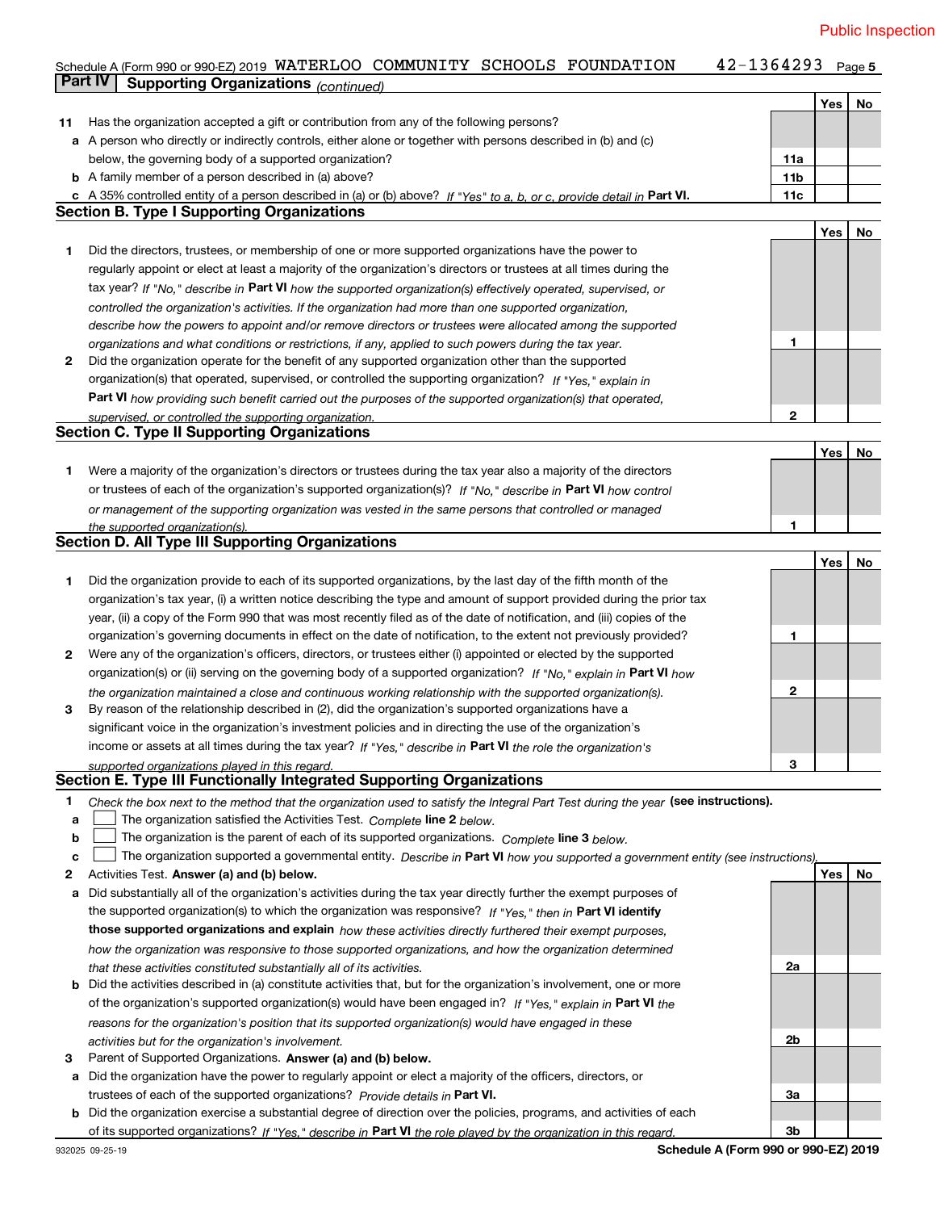Public Inspection

Schedule A (Form 990 or 990-EZ) 2019 WATERLOO COMMUNITY SCHOOLS FOUNDATION 42-1364293 Page 5

## Part IV Supporting Organizations *(continued)*

| | | | Yes | No |
|---|---|---|---|---|
| **11** | Has the organization accepted a gift or contribution from any of the following persons? | | | |
| **a** | A person who directly or indirectly controls, either alone or together with persons described in (b) and (c) below, the governing body of a supported organization? | 11a | | |
| **b** | A family member of a person described in (a) above? | 11b | | |
| **c** | A 35% controlled entity of a person described in (a) or (b) above? *If "Yes" to a, b, or c, provide detail in* **Part VI.** | 11c | | |

### Section B. Type I Supporting Organizations

| | | | Yes | No |
|---|---|---|---|---|
| **1** | Did the directors, trustees, or membership of one or more supported organizations have the power to regularly appoint or elect at least a majority of the organization's directors or trustees at all times during the tax year? *If "No," describe in* **Part VI** *how the supported organization(s) effectively operated, supervised, or controlled the organization's activities. If the organization had more than one supported organization, describe how the powers to appoint and/or remove directors or trustees were allocated among the supported organizations and what conditions or restrictions, if any, applied to such powers during the tax year.* | 1 | | |
| **2** | Did the organization operate for the benefit of any supported organization other than the supported organization(s) that operated, supervised, or controlled the supporting organization? *If "Yes," explain in* **Part VI** *how providing such benefit carried out the purposes of the supported organization(s) that operated, supervised, or controlled the supporting organization.* | 2 | | |

### Section C. Type II Supporting Organizations

| | | | Yes | No |
|---|---|---|---|---|
| **1** | Were a majority of the organization's directors or trustees during the tax year also a majority of the directors or trustees of each of the organization's supported organization(s)? *If "No," describe in* **Part VI** *how control or management of the supporting organization was vested in the same persons that controlled or managed the supported organization(s).* | 1 | | |

### Section D. All Type III Supporting Organizations

| | | | Yes | No |
|---|---|---|---|---|
| **1** | Did the organization provide to each of its supported organizations, by the last day of the fifth month of the organization's tax year, (i) a written notice describing the type and amount of support provided during the prior tax year, (ii) a copy of the Form 990 that was most recently filed as of the date of notification, and (iii) copies of the organization's governing documents in effect on the date of notification, to the extent not previously provided? | 1 | | |
| **2** | Were any of the organization's officers, directors, or trustees either (i) appointed or elected by the supported organization(s) or (ii) serving on the governing body of a supported organization? *If "No," explain in* **Part VI** *how the organization maintained a close and continuous working relationship with the supported organization(s).* | 2 | | |
| **3** | By reason of the relationship described in (2), did the organization's supported organizations have a significant voice in the organization's investment policies and in directing the use of the organization's income or assets at all times during the tax year? *If "Yes," describe in* **Part VI** *the role the organization's supported organizations played in this regard.* | 3 | | |

### Section E. Type III Functionally Integrated Supporting Organizations

**1** *Check the box next to the method that the organization used to satisfy the Integral Part Test during the year* **(see instructions).**

- **a** ☐ The organization satisfied the Activities Test. *Complete* **line 2** *below.*
- **b** ☐ The organization is the parent of each of its supported organizations. *Complete* **line 3** *below.*
- **c** ☐ The organization supported a governmental entity. *Describe in* **Part VI** *how you supported a government entity (see instructions).*

| | | | Yes | No |
|---|---|---|---|---|
| **2** | Activities Test. **Answer (a) and (b) below.** | | | |
| **a** | Did substantially all of the organization's activities during the tax year directly further the exempt purposes of the supported organization(s) to which the organization was responsive? *If "Yes," then in* **Part VI identify those supported organizations and explain** *how these activities directly furthered their exempt purposes, how the organization was responsive to those supported organizations, and how the organization determined that these activities constituted substantially all of its activities.* | 2a | | |
| **b** | Did the activities described in (a) constitute activities that, but for the organization's involvement, one or more of the organization's supported organization(s) would have been engaged in? *If "Yes," explain in* **Part VI** *the reasons for the organization's position that its supported organization(s) would have engaged in these activities but for the organization's involvement.* | 2b | | |
| **3** | Parent of Supported Organizations. **Answer (a) and (b) below.** | | | |
| **a** | Did the organization have the power to regularly appoint or elect a majority of the officers, directors, or trustees of each of the supported organizations? *Provide details in* **Part VI.** | 3a | | |
| **b** | Did the organization exercise a substantial degree of direction over the policies, programs, and activities of each of its supported organizations? *If "Yes," describe in* **Part VI** *the role played by the organization in this regard.* | 3b | | |

932025 09-25-19 **Schedule A (Form 990 or 990-EZ) 2019**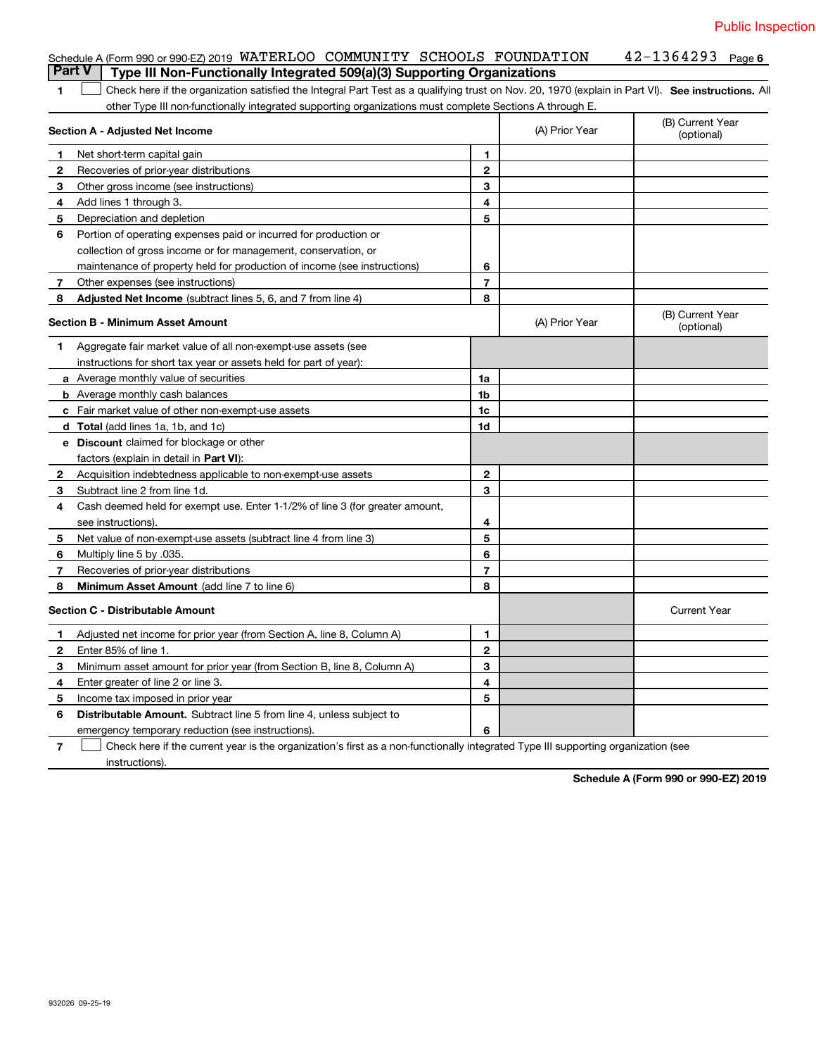Schedule A (Form 990 or 990-EZ) 2019 WATERLOO COMMUNITY SCHOOLS FOUNDATION 42-1364293 Page 6

## Part V Type III Non-Functionally Integrated 509(a)(3) Supporting Organizations

1 ☐ Check here if the organization satisfied the Integral Part Test as a qualifying trust on Nov. 20, 1970 (explain in Part VI). **See instructions.** All other Type III non-functionally integrated supporting organizations must complete Sections A through E.

| Section A - Adjusted Net Income | | | (A) Prior Year | (B) Current Year (optional) |
|---|---|---|---|---|
| 1 | Net short-term capital gain | 1 | | |
| 2 | Recoveries of prior-year distributions | 2 | | |
| 3 | Other gross income (see instructions) | 3 | | |
| 4 | Add lines 1 through 3. | 4 | | |
| 5 | Depreciation and depletion | 5 | | |
| 6 | Portion of operating expenses paid or incurred for production or collection of gross income or for management, conservation, or maintenance of property held for production of income (see instructions) | 6 | | |
| 7 | Other expenses (see instructions) | 7 | | |
| 8 | **Adjusted Net Income** (subtract lines 5, 6, and 7 from line 4) | 8 | | |

| Section B - Minimum Asset Amount | | | (A) Prior Year | (B) Current Year (optional) |
|---|---|---|---|---|
| 1 | Aggregate fair market value of all non-exempt-use assets (see instructions for short tax year or assets held for part of year): | | | |
| a | Average monthly value of securities | 1a | | |
| b | Average monthly cash balances | 1b | | |
| c | Fair market value of other non-exempt-use assets | 1c | | |
| d | **Total** (add lines 1a, 1b, and 1c) | 1d | | |
| e | **Discount** claimed for blockage or other factors (explain in detail in **Part VI**): | | | |
| 2 | Acquisition indebtedness applicable to non-exempt-use assets | 2 | | |
| 3 | Subtract line 2 from line 1d. | 3 | | |
| 4 | Cash deemed held for exempt use. Enter 1-1/2% of line 3 (for greater amount, see instructions). | 4 | | |
| 5 | Net value of non-exempt-use assets (subtract line 4 from line 3) | 5 | | |
| 6 | Multiply line 5 by .035. | 6 | | |
| 7 | Recoveries of prior-year distributions | 7 | | |
| 8 | **Minimum Asset Amount** (add line 7 to line 6) | 8 | | |

| Section C - Distributable Amount | | | | Current Year |
|---|---|---|---|---|
| 1 | Adjusted net income for prior year (from Section A, line 8, Column A) | 1 | | |
| 2 | Enter 85% of line 1. | 2 | | |
| 3 | Minimum asset amount for prior year (from Section B, line 8, Column A) | 3 | | |
| 4 | Enter greater of line 2 or line 3. | 4 | | |
| 5 | Income tax imposed in prior year | 5 | | |
| 6 | **Distributable Amount.** Subtract line 5 from line 4, unless subject to emergency temporary reduction (see instructions). | 6 | | |

7 ☐ Check here if the current year is the organization's first as a non-functionally integrated Type III supporting organization (see instructions).

**Schedule A (Form 990 or 990-EZ) 2019**

932026 09-25-19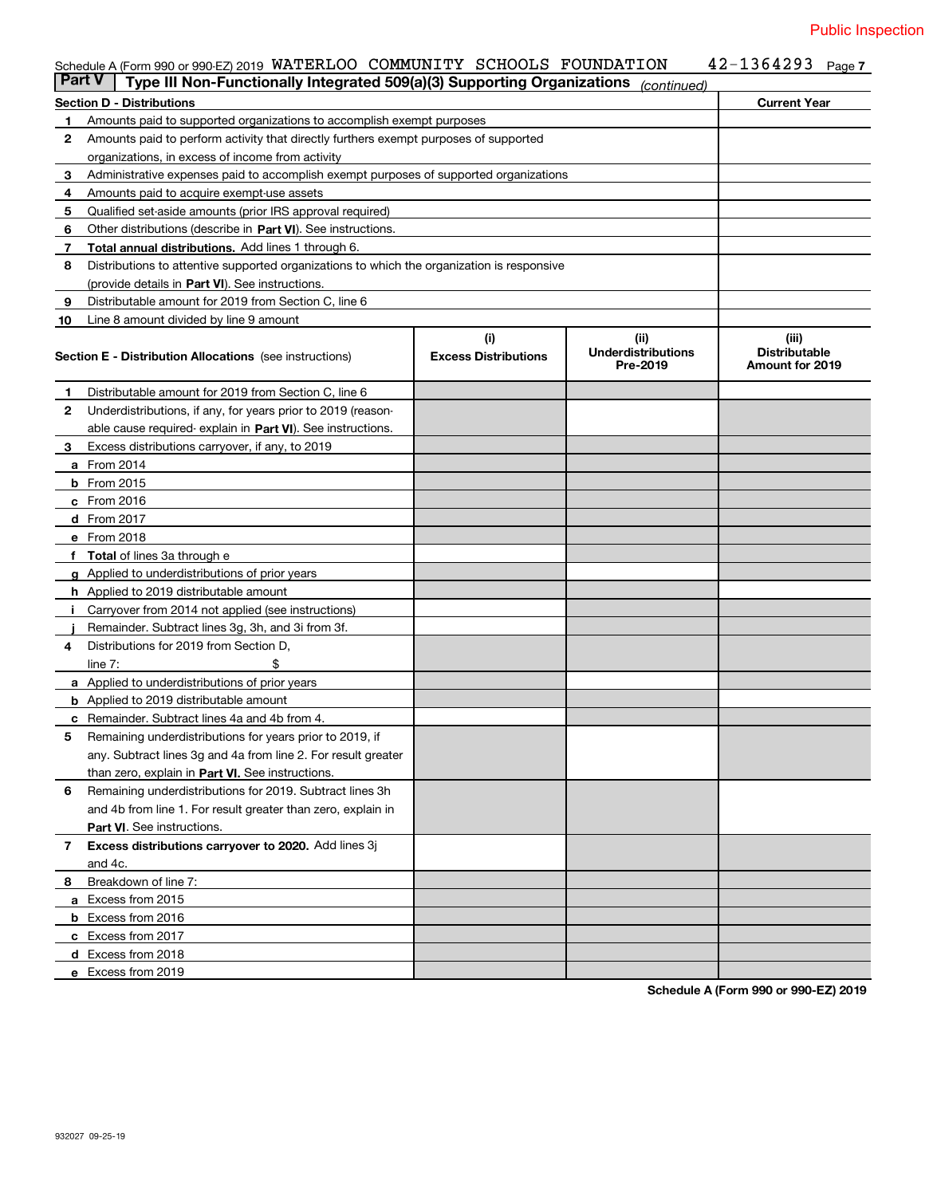Public Inspection

Schedule A (Form 990 or 990-EZ) 2019 WATERLOO COMMUNITY SCHOOLS FOUNDATION 42-1364293

## Part V Type III Non-Functionally Integrated 509(a)(3) Supporting Organizations *(continued)*

| Section D - Distributions | | Current Year |
|---|---|---|
| 1 | Amounts paid to supported organizations to accomplish exempt purposes | |
| 2 | Amounts paid to perform activity that directly furthers exempt purposes of supported organizations, in excess of income from activity | |
| 3 | Administrative expenses paid to accomplish exempt purposes of supported organizations | |
| 4 | Amounts paid to acquire exempt-use assets | |
| 5 | Qualified set-aside amounts (prior IRS approval required) | |
| 6 | Other distributions (describe in **Part VI**). See instructions. | |
| 7 | **Total annual distributions.** Add lines 1 through 6. | |
| 8 | Distributions to attentive supported organizations to which the organization is responsive (provide details in **Part VI**). See instructions. | |
| 9 | Distributable amount for 2019 from Section C, line 6 | |
| 10 | Line 8 amount divided by line 9 amount | |

| **Section E - Distribution Allocations** (see instructions) | | (i) Excess Distributions | (ii) Underdistributions Pre-2019 | (iii) Distributable Amount for 2019 |
|---|---|---|---|---|
| 1 | Distributable amount for 2019 from Section C, line 6 | | | |
| 2 | Underdistributions, if any, for years prior to 2019 (reasonable cause required- explain in **Part VI**). See instructions. | | | |
| 3 | Excess distributions carryover, if any, to 2019 | | | |
| a | From 2014 | | | |
| b | From 2015 | | | |
| c | From 2016 | | | |
| d | From 2017 | | | |
| e | From 2018 | | | |
| f | **Total** of lines 3a through e | | | |
| g | Applied to underdistributions of prior years | | | |
| h | Applied to 2019 distributable amount | | | |
| i | Carryover from 2014 not applied (see instructions) | | | |
| j | Remainder. Subtract lines 3g, 3h, and 3i from 3f. | | | |
| 4 | Distributions for 2019 from Section D, line 7: $ | | | |
| a | Applied to underdistributions of prior years | | | |
| b | Applied to 2019 distributable amount | | | |
| c | Remainder. Subtract lines 4a and 4b from 4. | | | |
| 5 | Remaining underdistributions for years prior to 2019, if any. Subtract lines 3g and 4a from line 2. For result greater than zero, explain in **Part VI.** See instructions. | | | |
| 6 | Remaining underdistributions for 2019. Subtract lines 3h and 4b from line 1. For result greater than zero, explain in **Part VI**. See instructions. | | | |
| 7 | **Excess distributions carryover to 2020.** Add lines 3j and 4c. | | | |
| 8 | Breakdown of line 7: | | | |
| a | Excess from 2015 | | | |
| b | Excess from 2016 | | | |
| c | Excess from 2017 | | | |
| d | Excess from 2018 | | | |
| e | Excess from 2019 | | | |

**Schedule A (Form 990 or 990-EZ) 2019**

932027 09-25-19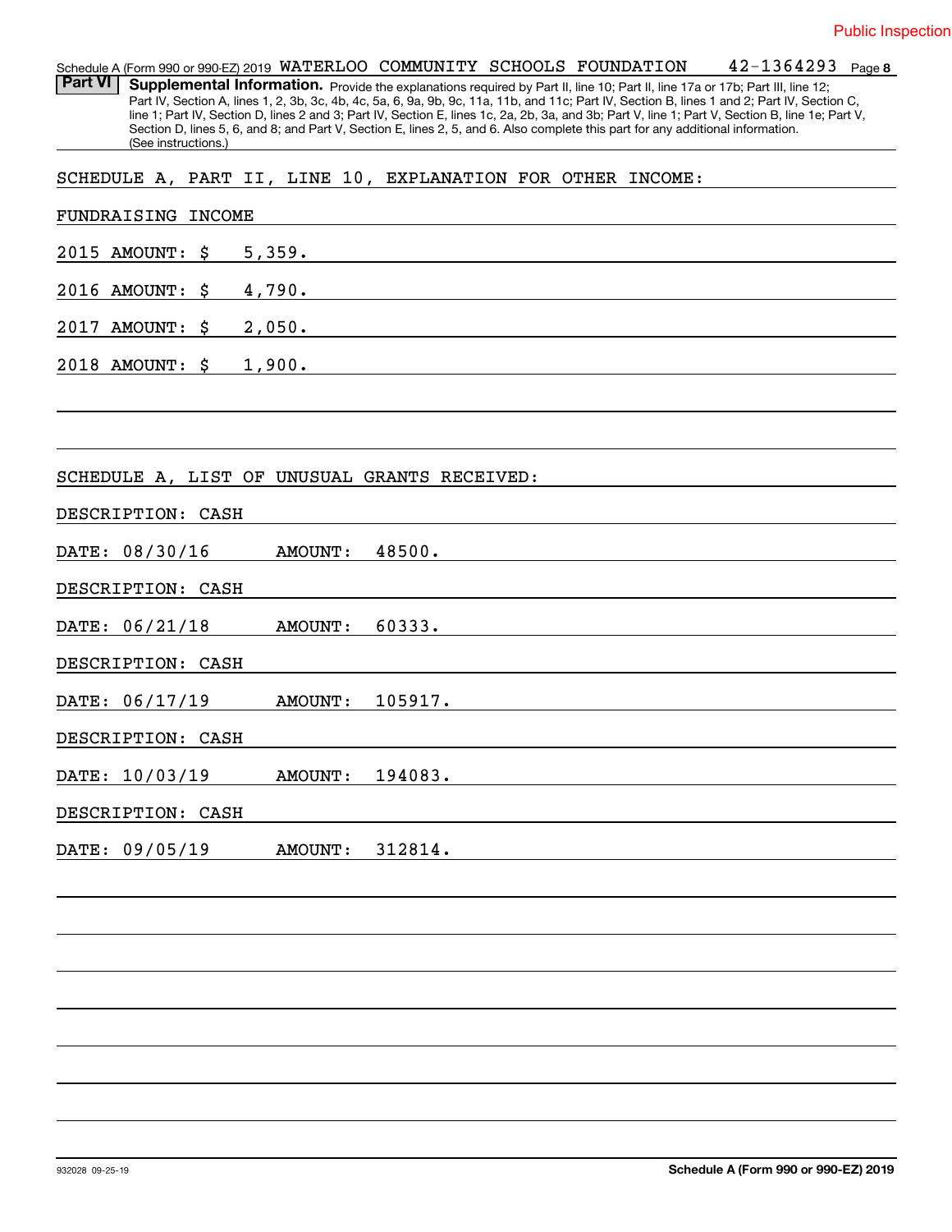Public Inspection

Schedule A (Form 990 or 990-EZ) 2019 WATERLOO COMMUNITY SCHOOLS FOUNDATION 42-1364293 Page 8

**Part VI** **Supplemental Information.** Provide the explanations required by Part II, line 10; Part II, line 17a or 17b; Part III, line 12; Part IV, Section A, lines 1, 2, 3b, 3c, 4b, 4c, 5a, 6, 9a, 9b, 9c, 11a, 11b, and 11c; Part IV, Section B, lines 1 and 2; Part IV, Section C, line 1; Part IV, Section D, lines 2 and 3; Part IV, Section E, lines 1c, 2a, 2b, 3a, and 3b; Part V, line 1; Part V, Section B, line 1e; Part V, Section D, lines 5, 6, and 8; and Part V, Section E, lines 2, 5, and 6. Also complete this part for any additional information. (See instructions.)

SCHEDULE A, PART II, LINE 10, EXPLANATION FOR OTHER INCOME:

FUNDRAISING INCOME

2015 AMOUNT: $ 5,359.

2016 AMOUNT: $ 4,790.

2017 AMOUNT: $ 2,050.

2018 AMOUNT: $ 1,900.

SCHEDULE A, LIST OF UNUSUAL GRANTS RECEIVED:

DESCRIPTION: CASH

DATE: 08/30/16 AMOUNT: 48500.

DESCRIPTION: CASH

DATE: 06/21/18 AMOUNT: 60333.

DESCRIPTION: CASH

DATE: 06/17/19 AMOUNT: 105917.

DESCRIPTION: CASH

DATE: 10/03/19 AMOUNT: 194083.

DESCRIPTION: CASH

DATE: 09/05/19 AMOUNT: 312814.

932028 09-25-19 **Schedule A (Form 990 or 990-EZ) 2019**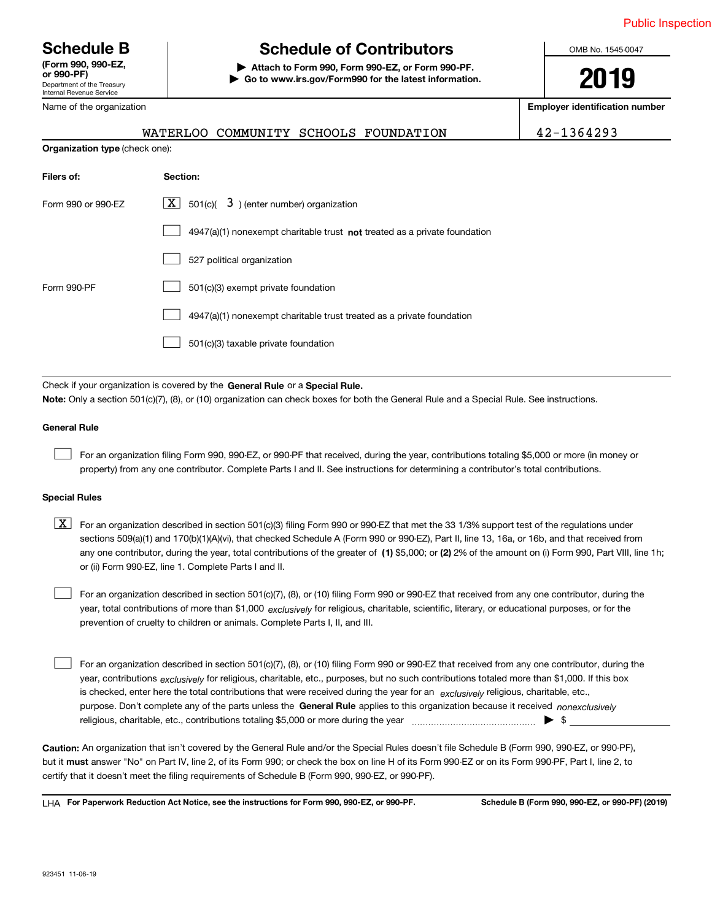Public Inspection

# Schedule B

**(Form 990, 990-EZ, or 990-PF)**
Department of the Treasury
Internal Revenue Service

## Schedule of Contributors

▶ **Attach to Form 990, Form 990-EZ, or Form 990-PF.**
▶ **Go to www.irs.gov/Form990 for the latest information.**

OMB No. 1545-0047

**2019**

Name of the organization: WATERLOO COMMUNITY SCHOOLS FOUNDATION

**Employer identification number**: 42-1364293

**Organization type** (check one):

| **Filers of:** | **Section:** |
|---|---|
| Form 990 or 990-EZ | [X] 501(c)( 3 ) (enter number) organization |
| | [ ] 4947(a)(1) nonexempt charitable trust **not** treated as a private foundation |
| | [ ] 527 political organization |
| Form 990-PF | [ ] 501(c)(3) exempt private foundation |
| | [ ] 4947(a)(1) nonexempt charitable trust treated as a private foundation |
| | [ ] 501(c)(3) taxable private foundation |

Check if your organization is covered by the **General Rule** or a **Special Rule.**

**Note:** Only a section 501(c)(7), (8), or (10) organization can check boxes for both the General Rule and a Special Rule. See instructions.

### General Rule

[ ] For an organization filing Form 990, 990-EZ, or 990-PF that received, during the year, contributions totaling $5,000 or more (in money or property) from any one contributor. Complete Parts I and II. See instructions for determining a contributor's total contributions.

### Special Rules

[X] For an organization described in section 501(c)(3) filing Form 990 or 990-EZ that met the 33 1/3% support test of the regulations under sections 509(a)(1) and 170(b)(1)(A)(vi), that checked Schedule A (Form 990 or 990-EZ), Part II, line 13, 16a, or 16b, and that received from any one contributor, during the year, total contributions of the greater of **(1)** $5,000; or **(2)** 2% of the amount on (i) Form 990, Part VIII, line 1h; or (ii) Form 990-EZ, line 1. Complete Parts I and II.

[ ] For an organization described in section 501(c)(7), (8), or (10) filing Form 990 or 990-EZ that received from any one contributor, during the year, total contributions of more than $1,000 *exclusively* for religious, charitable, scientific, literary, or educational purposes, or for the prevention of cruelty to children or animals. Complete Parts I, II, and III.

[ ] For an organization described in section 501(c)(7), (8), or (10) filing Form 990 or 990-EZ that received from any one contributor, during the year, contributions *exclusively* for religious, charitable, etc., purposes, but no such contributions totaled more than $1,000. If this box is checked, enter here the total contributions that were received during the year for an *exclusively* religious, charitable, etc., purpose. Don't complete any of the parts unless the **General Rule** applies to this organization because it received *nonexclusively* religious, charitable, etc., contributions totaling $5,000 or more during the year ▶ $ \_\_\_\_\_\_\_\_

**Caution:** An organization that isn't covered by the General Rule and/or the Special Rules doesn't file Schedule B (Form 990, 990-EZ, or 990-PF), but it **must** answer "No" on Part IV, line 2, of its Form 990; or check the box on line H of its Form 990-EZ or on its Form 990-PF, Part I, line 2, to certify that it doesn't meet the filing requirements of Schedule B (Form 990, 990-EZ, or 990-PF).

LHA **For Paperwork Reduction Act Notice, see the instructions for Form 990, 990-EZ, or 990-PF.** **Schedule B (Form 990, 990-EZ, or 990-PF) (2019)**

923451 11-06-19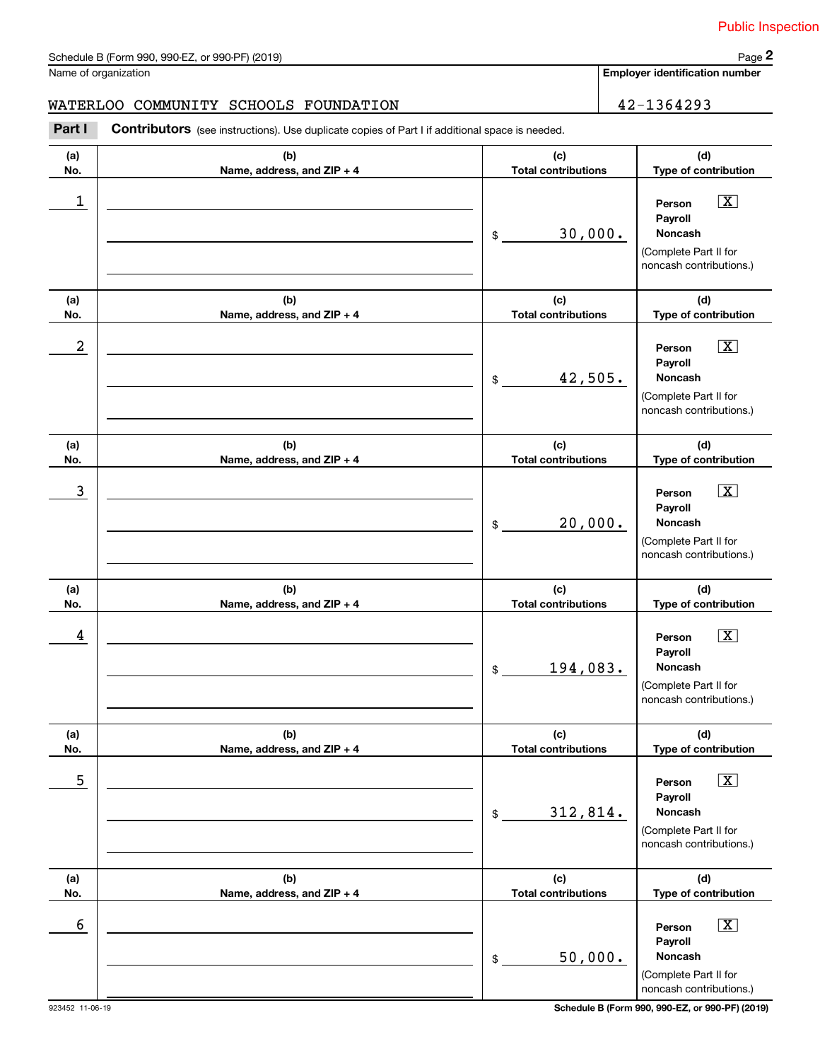Public Inspection

Schedule B (Form 990, 990-EZ, or 990-PF) (2019) Page **2**

| Name of organization | Employer identification number |
|---|---|
| WATERLOO COMMUNITY SCHOOLS FOUNDATION | 42-1364293 |

**Part I** **Contributors** (see instructions). Use duplicate copies of Part I if additional space is needed.

| (a) No. | (b) Name, address, and ZIP + 4 | (c) Total contributions | (d) Type of contribution |
|---|---|---|---|
| 1 | | $ 30,000. | Person [X] Payroll [ ] Noncash [ ] (Complete Part II for noncash contributions.) |
| 2 | | $ 42,505. | Person [X] Payroll [ ] Noncash [ ] (Complete Part II for noncash contributions.) |
| 3 | | $ 20,000. | Person [X] Payroll [ ] Noncash [ ] (Complete Part II for noncash contributions.) |
| 4 | | $ 194,083. | Person [X] Payroll [ ] Noncash [ ] (Complete Part II for noncash contributions.) |
| 5 | | $ 312,814. | Person [X] Payroll [ ] Noncash [ ] (Complete Part II for noncash contributions.) |
| 6 | | $ 50,000. | Person [X] Payroll [ ] Noncash [ ] (Complete Part II for noncash contributions.) |

923452 11-06-19 **Schedule B (Form 990, 990-EZ, or 990-PF) (2019)**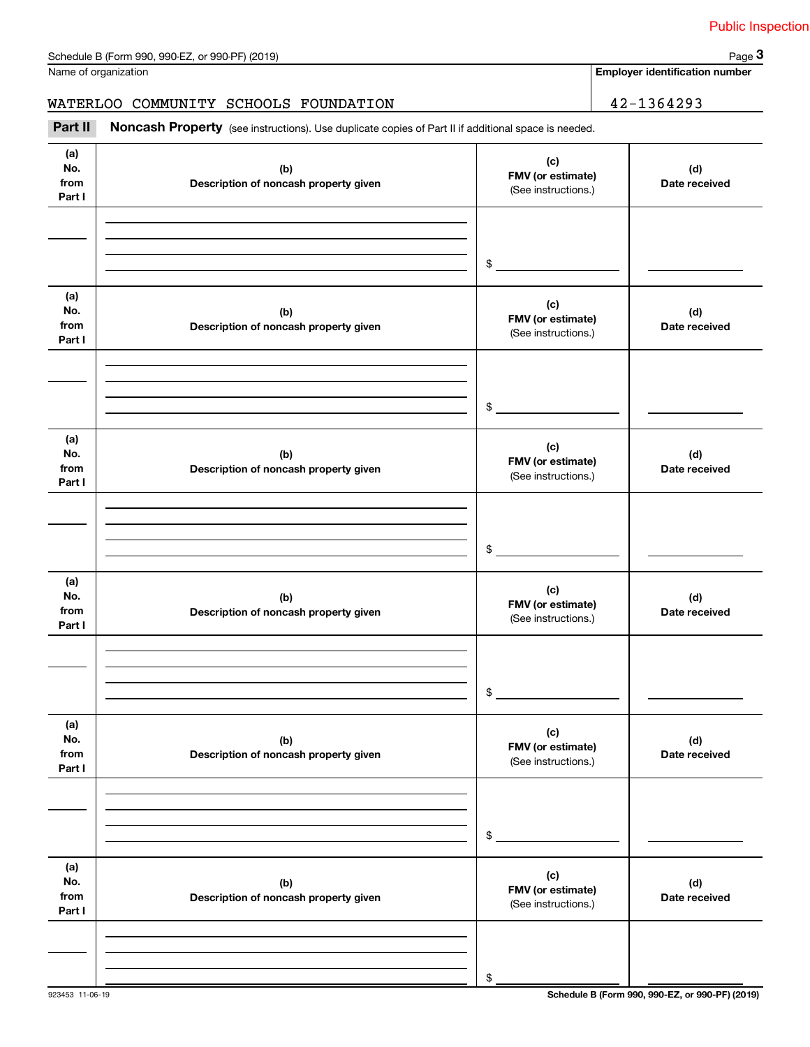Public Inspection

Schedule B (Form 990, 990-EZ, or 990-PF) (2019)

Name of organization: WATERLOO COMMUNITY SCHOOLS FOUNDATION

Employer identification number: 42-1364293

**Part II** **Noncash Property** (see instructions). Use duplicate copies of Part II if additional space is needed.

| (a) No. from Part I | (b) Description of noncash property given | (c) FMV (or estimate) (See instructions.) | (d) Date received |
|---|---|---|---|
| | | $ | |

| (a) No. from Part I | (b) Description of noncash property given | (c) FMV (or estimate) (See instructions.) | (d) Date received |
|---|---|---|---|
| | | $ | |

| (a) No. from Part I | (b) Description of noncash property given | (c) FMV (or estimate) (See instructions.) | (d) Date received |
|---|---|---|---|
| | | $ | |

| (a) No. from Part I | (b) Description of noncash property given | (c) FMV (or estimate) (See instructions.) | (d) Date received |
|---|---|---|---|
| | | $ | |

| (a) No. from Part I | (b) Description of noncash property given | (c) FMV (or estimate) (See instructions.) | (d) Date received |
|---|---|---|---|
| | | $ | |

| (a) No. from Part I | (b) Description of noncash property given | (c) FMV (or estimate) (See instructions.) | (d) Date received |
|---|---|---|---|
| | | $ | |

923453 11-06-19

**Schedule B (Form 990, 990-EZ, or 990-PF) (2019)**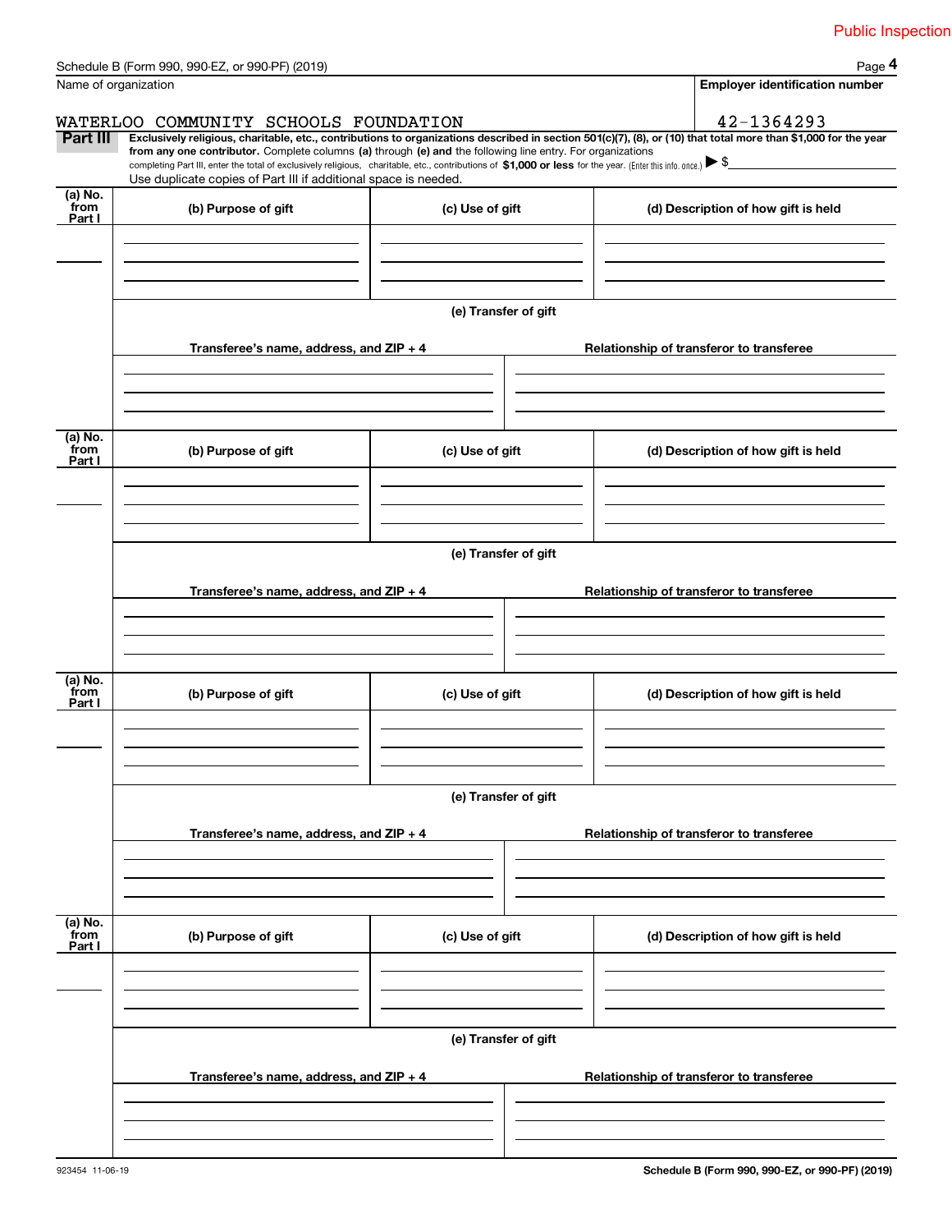Public Inspection

Name of organization: WATERLOO COMMUNITY SCHOOLS FOUNDATION

Employer identification number: 42-1364293

**Part III** **Exclusively religious, charitable, etc., contributions to organizations described in section 501(c)(7), (8), or (10) that total more than $1,000 for the year from any one contributor.** Complete columns **(a)** through **(e) and** the following line entry. For organizations completing Part III, enter the total of exclusively religious, charitable, etc., contributions of **$1,000 or less** for the year. (Enter this info. once.) ▶ $

Use duplicate copies of Part III if additional space is needed.

| (a) No. from Part I | (b) Purpose of gift | (c) Use of gift | (d) Description of how gift is held |
|---|---|---|---|
| | | | |

**(e) Transfer of gift**

| Transferee's name, address, and ZIP + 4 | Relationship of transferor to transferee |
|---|---|
| | |

| (a) No. from Part I | (b) Purpose of gift | (c) Use of gift | (d) Description of how gift is held |
|---|---|---|---|
| | | | |

**(e) Transfer of gift**

| Transferee's name, address, and ZIP + 4 | Relationship of transferor to transferee |
|---|---|
| | |

| (a) No. from Part I | (b) Purpose of gift | (c) Use of gift | (d) Description of how gift is held |
|---|---|---|---|
| | | | |

**(e) Transfer of gift**

| Transferee's name, address, and ZIP + 4 | Relationship of transferor to transferee |
|---|---|
| | |

| (a) No. from Part I | (b) Purpose of gift | (c) Use of gift | (d) Description of how gift is held |
|---|---|---|---|
| | | | |

**(e) Transfer of gift**

| Transferee's name, address, and ZIP + 4 | Relationship of transferor to transferee |
|---|---|
| | |

923454 11-06-19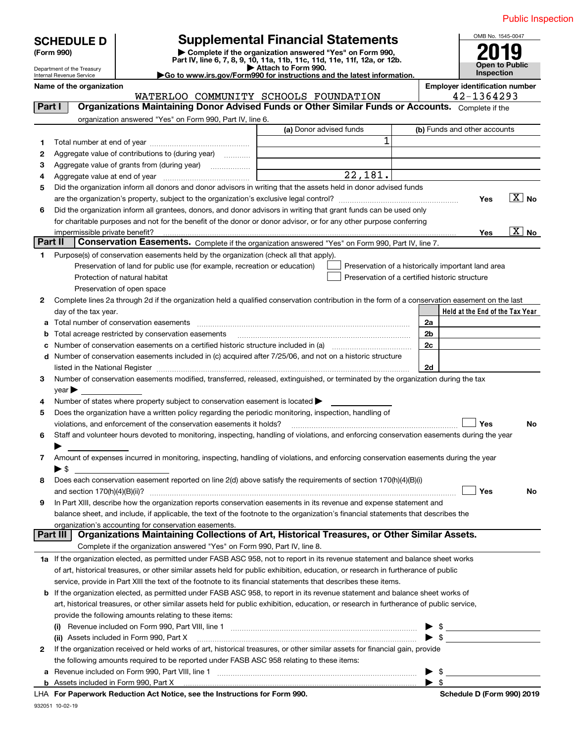Public Inspection

**SCHEDULE D**
**(Form 990)**

Department of the Treasury
Internal Revenue Service

# Supplemental Financial Statements

▶ Complete if the organization answered "Yes" on Form 990, Part IV, line 6, 7, 8, 9, 10, 11a, 11b, 11c, 11d, 11e, 11f, 12a, or 12b.
▶ Attach to Form 990.
▶Go to www.irs.gov/Form990 for instructions and the latest information.

OMB No. 1545-0047
**2019**
**Open to Public Inspection**

**Name of the organization**
WATERLOO COMMUNITY SCHOOLS FOUNDATION

**Employer identification number**
42-1364293

## Part I Organizations Maintaining Donor Advised Funds or Other Similar Funds or Accounts.
Complete if the organization answered "Yes" on Form 990, Part IV, line 6.

| | | (a) Donor advised funds | (b) Funds and other accounts |
|---|---|---|---|
| 1 | Total number at end of year | 1 | |
| 2 | Aggregate value of contributions to (during year) | | |
| 3 | Aggregate value of grants from (during year) | | |
| 4 | Aggregate value at end of year | 22,181. | |

5 Did the organization inform all donors and donor advisors in writing that the assets held in donor advised funds are the organization's property, subject to the organization's exclusive legal control? Yes [X] No

6 Did the organization inform all grantees, donors, and donor advisors in writing that grant funds can be used only for charitable purposes and not for the benefit of the donor or donor advisor, or for any other purpose conferring impermissible private benefit? Yes [X] No

## Part II Conservation Easements.
Complete if the organization answered "Yes" on Form 990, Part IV, line 7.

1 Purpose(s) of conservation easements held by the organization (check all that apply).
- Preservation of land for public use (for example, recreation or education)
- Protection of natural habitat
- Preservation of open space
- Preservation of a historically important land area
- Preservation of a certified historic structure

2 Complete lines 2a through 2d if the organization held a qualified conservation contribution in the form of a conservation easement on the last day of the tax year.

| | | | Held at the End of the Tax Year |
|---|---|---|---|
| a | Total number of conservation easements | 2a | |
| b | Total acreage restricted by conservation easements | 2b | |
| c | Number of conservation easements on a certified historic structure included in (a) | 2c | |
| d | Number of conservation easements included in (c) acquired after 7/25/06, and not on a historic structure listed in the National Register | 2d | |

3 Number of conservation easements modified, transferred, released, extinguished, or terminated by the organization during the tax year ▶

4 Number of states where property subject to conservation easement is located ▶

5 Does the organization have a written policy regarding the periodic monitoring, inspection, handling of violations, and enforcement of the conservation easements it holds? Yes No

6 Staff and volunteer hours devoted to monitoring, inspecting, handling of violations, and enforcing conservation easements during the year ▶

7 Amount of expenses incurred in monitoring, inspecting, handling of violations, and enforcing conservation easements during the year ▶ $

8 Does each conservation easement reported on line 2(d) above satisfy the requirements of section 170(h)(4)(B)(i) and section 170(h)(4)(B)(ii)? Yes No

9 In Part XIII, describe how the organization reports conservation easements in its revenue and expense statement and balance sheet, and include, if applicable, the text of the footnote to the organization's financial statements that describes the organization's accounting for conservation easements.

## Part III Organizations Maintaining Collections of Art, Historical Treasures, or Other Similar Assets.
Complete if the organization answered "Yes" on Form 990, Part IV, line 8.

1a If the organization elected, as permitted under FASB ASC 958, not to report in its revenue statement and balance sheet works of art, historical treasures, or other similar assets held for public exhibition, education, or research in furtherance of public service, provide in Part XIII the text of the footnote to its financial statements that describes these items.

b If the organization elected, as permitted under FASB ASC 958, to report in its revenue statement and balance sheet works of art, historical treasures, or other similar assets held for public exhibition, education, or research in furtherance of public service, provide the following amounts relating to these items:

(i) Revenue included on Form 990, Part VIII, line 1 ▶ $

(ii) Assets included in Form 990, Part X ▶ $

2 If the organization received or held works of art, historical treasures, or other similar assets for financial gain, provide the following amounts required to be reported under FASB ASC 958 relating to these items:

a Revenue included on Form 990, Part VIII, line 1 ▶ $

b Assets included in Form 990, Part X ▶ $

LHA For Paperwork Reduction Act Notice, see the Instructions for Form 990. Schedule D (Form 990) 2019

932051 10-02-19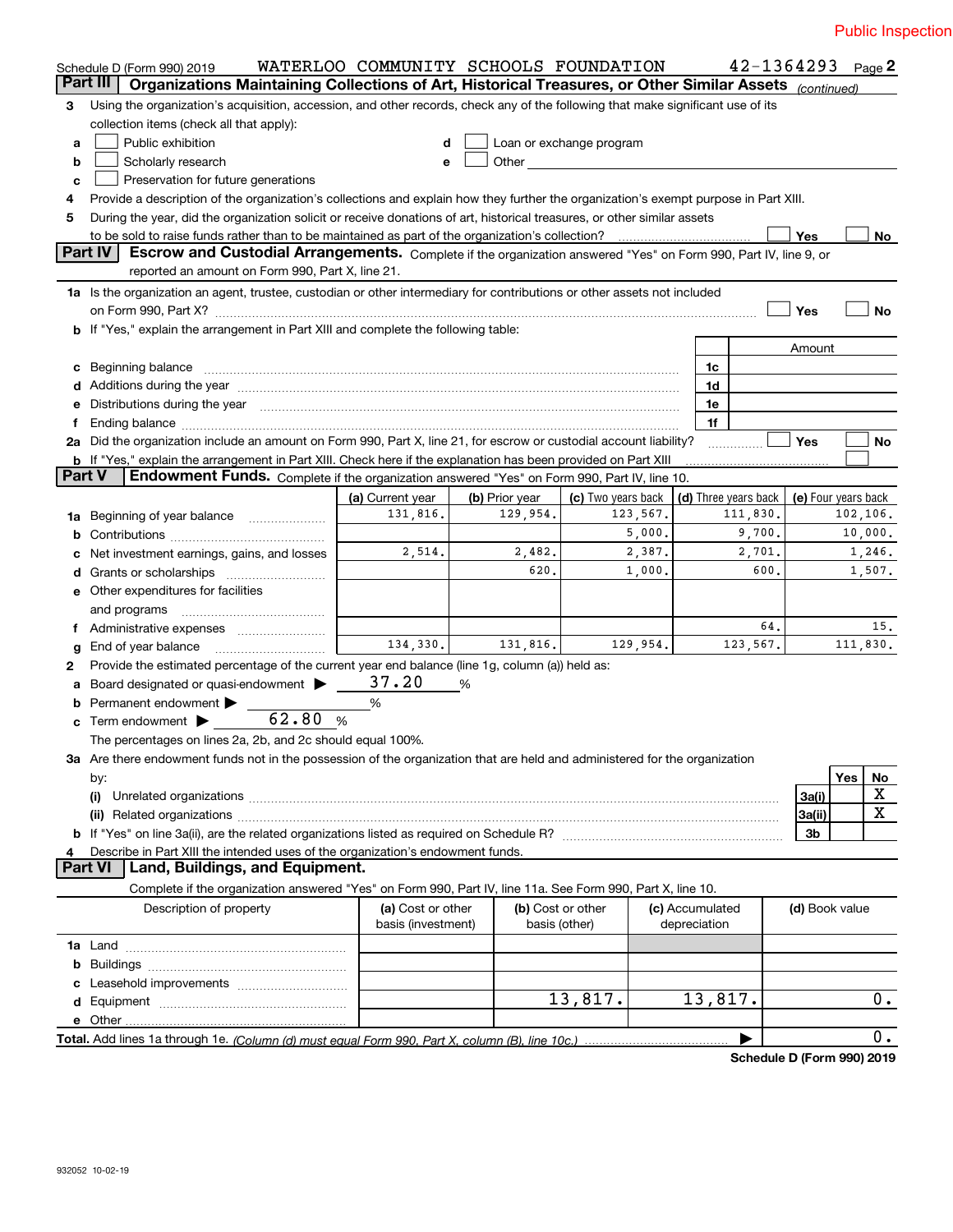Public Inspection

Schedule D (Form 990) 2019 WATERLOO COMMUNITY SCHOOLS FOUNDATION 42-1364293 Page 2

## Part III Organizations Maintaining Collections of Art, Historical Treasures, or Other Similar Assets *(continued)*

3 Using the organization's acquisition, accession, and other records, check any of the following that make significant use of its collection items (check all that apply):

a ☐ Public exhibition
b ☐ Scholarly research
c ☐ Preservation for future generations
d ☐ Loan or exchange program
e ☐ Other

4 Provide a description of the organization's collections and explain how they further the organization's exempt purpose in Part XIII.

5 During the year, did the organization solicit or receive donations of art, historical treasures, or other similar assets to be sold to raise funds rather than to be maintained as part of the organization's collection? ☐ Yes ☐ No

## Part IV Escrow and Custodial Arrangements.

Complete if the organization answered "Yes" on Form 990, Part IV, line 9, or reported an amount on Form 990, Part X, line 21.

1a Is the organization an agent, trustee, custodian or other intermediary for contributions or other assets not included on Form 990, Part X? ☐ Yes ☐ No

b If "Yes," explain the arrangement in Part XIII and complete the following table:

| | | Amount |
|---|---|---|
| c Beginning balance | 1c | |
| d Additions during the year | 1d | |
| e Distributions during the year | 1e | |
| f Ending balance | 1f | |

2a Did the organization include an amount on Form 990, Part X, line 21, for escrow or custodial account liability? ☐ Yes ☐ No

b If "Yes," explain the arrangement in Part XIII. Check here if the explanation has been provided on Part XIII ☐

## Part V Endowment Funds.

Complete if the organization answered "Yes" on Form 990, Part IV, line 10.

| | (a) Current year | (b) Prior year | (c) Two years back | (d) Three years back | (e) Four years back |
|---|---|---|---|---|---|
| 1a Beginning of year balance | 131,816. | 129,954. | 123,567. | 111,830. | 102,106. |
| b Contributions | | | 5,000. | 9,700. | 10,000. |
| c Net investment earnings, gains, and losses | 2,514. | 2,482. | 2,387. | 2,701. | 1,246. |
| d Grants or scholarships | | 620. | 1,000. | 600. | 1,507. |
| e Other expenditures for facilities and programs | | | | | |
| f Administrative expenses | | | | 64. | 15. |
| g End of year balance | 134,330. | 131,816. | 129,954. | 123,567. | 111,830. |

2 Provide the estimated percentage of the current year end balance (line 1g, column (a)) held as:

a Board designated or quasi-endowment ▶ 37.20 %

b Permanent endowment ▶ %

c Term endowment ▶ 62.80 %

The percentages on lines 2a, 2b, and 2c should equal 100%.

3a Are there endowment funds not in the possession of the organization that are held and administered for the organization by:

| | | Yes | No |
|---|---|---|---|
| (i) Unrelated organizations | 3a(i) | | X |
| (ii) Related organizations | 3a(ii) | | X |
| b If "Yes" on line 3a(ii), are the related organizations listed as required on Schedule R? | 3b | | |

4 Describe in Part XIII the intended uses of the organization's endowment funds.

## Part VI Land, Buildings, and Equipment.

Complete if the organization answered "Yes" on Form 990, Part IV, line 11a. See Form 990, Part X, line 10.

| Description of property | (a) Cost or other basis (investment) | (b) Cost or other basis (other) | (c) Accumulated depreciation | (d) Book value |
|---|---|---|---|---|
| 1a Land | | | | |
| b Buildings | | | | |
| c Leasehold improvements | | | | |
| d Equipment | | 13,817. | 13,817. | 0. |
| e Other | | | | |

**Total.** Add lines 1a through 1e. *(Column (d) must equal Form 990, Part X, column (B), line 10c.)* ▶ 0.

**Schedule D (Form 990) 2019**

932052 10-02-19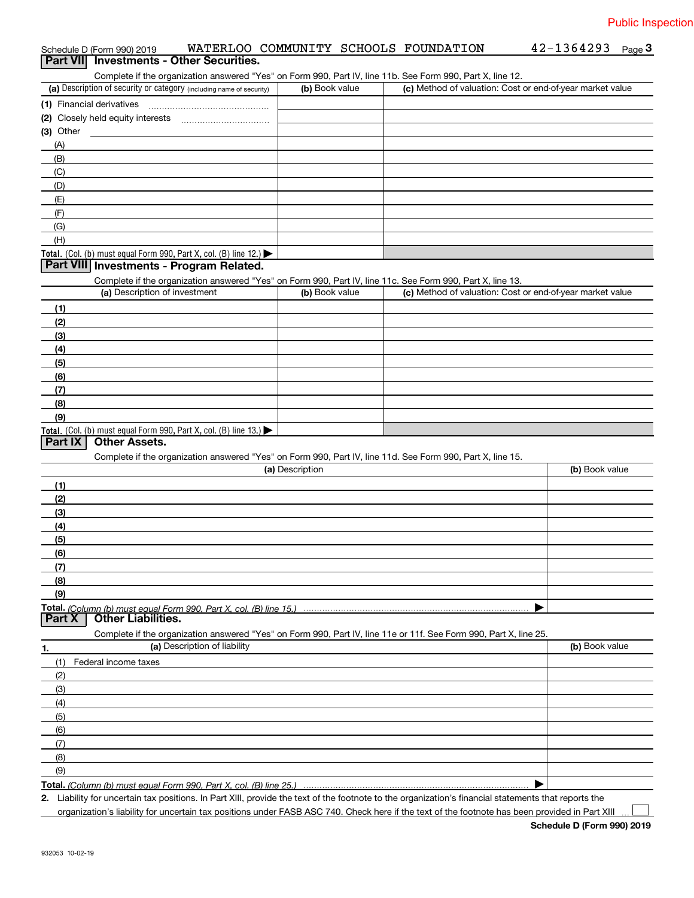Public Inspection

Schedule D (Form 990) 2019 WATERLOO COMMUNITY SCHOOLS FOUNDATION 42-1364293 Page **3**

## Part VII Investments - Other Securities.

Complete if the organization answered "Yes" on Form 990, Part IV, line 11b. See Form 990, Part X, line 12.

| (a) Description of security or category (including name of security) | (b) Book value | (c) Method of valuation: Cost or end-of-year market value |
|---|---|---|
| (1) Financial derivatives | | |
| (2) Closely held equity interests | | |
| (3) Other | | |
| (A) | | |
| (B) | | |
| (C) | | |
| (D) | | |
| (E) | | |
| (F) | | |
| (G) | | |
| (H) | | |
| **Total.** (Col. (b) must equal Form 990, Part X, col. (B) line 12.) ▶ | | |

## Part VIII Investments - Program Related.

Complete if the organization answered "Yes" on Form 990, Part IV, line 11c. See Form 990, Part X, line 13.

| (a) Description of investment | (b) Book value | (c) Method of valuation: Cost or end-of-year market value |
|---|---|---|
| (1) | | |
| (2) | | |
| (3) | | |
| (4) | | |
| (5) | | |
| (6) | | |
| (7) | | |
| (8) | | |
| (9) | | |
| **Total.** (Col. (b) must equal Form 990, Part X, col. (B) line 13.) ▶ | | |

## Part IX Other Assets.

Complete if the organization answered "Yes" on Form 990, Part IV, line 11d. See Form 990, Part X, line 15.

| (a) Description | (b) Book value |
|---|---|
| (1) | |
| (2) | |
| (3) | |
| (4) | |
| (5) | |
| (6) | |
| (7) | |
| (8) | |
| (9) | |
| **Total.** *(Column (b) must equal Form 990, Part X, col. (B) line 15.)* ▶ | |

## Part X Other Liabilities.

Complete if the organization answered "Yes" on Form 990, Part IV, line 11e or 11f. See Form 990, Part X, line 25.

| 1. (a) Description of liability | (b) Book value |
|---|---|
| (1) Federal income taxes | |
| (2) | |
| (3) | |
| (4) | |
| (5) | |
| (6) | |
| (7) | |
| (8) | |
| (9) | |
| **Total.** *(Column (b) must equal Form 990, Part X, col. (B) line 25.)* ▶ | |

**2.** Liability for uncertain tax positions. In Part XIII, provide the text of the footnote to the organization's financial statements that reports the organization's liability for uncertain tax positions under FASB ASC 740. Check here if the text of the footnote has been provided in Part XIII ☐

**Schedule D (Form 990) 2019**

932053 10-02-19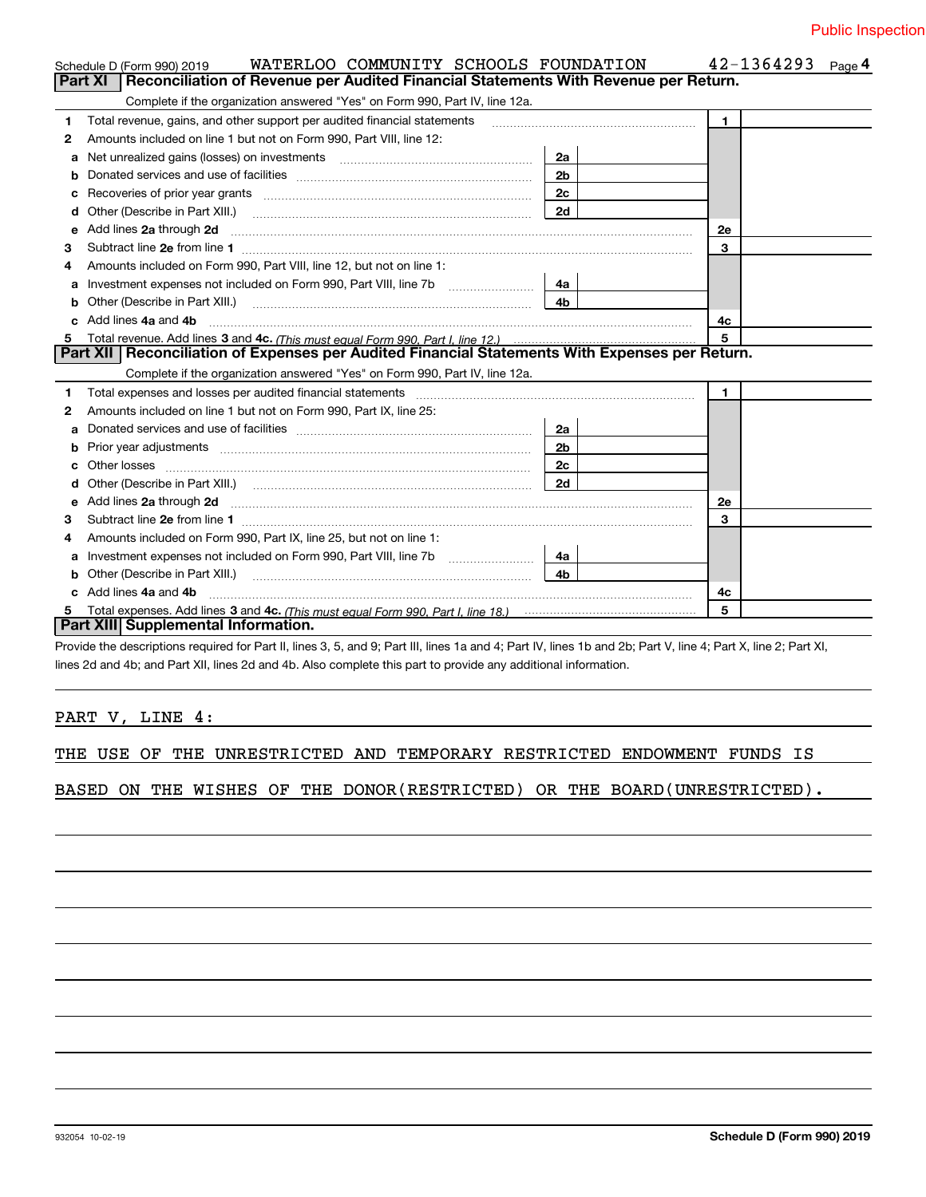Public Inspection

Schedule D (Form 990) 2019 WATERLOO COMMUNITY SCHOOLS FOUNDATION 42-1364293 Page **4**

## Part XI Reconciliation of Revenue per Audited Financial Statements With Revenue per Return.

Complete if the organization answered "Yes" on Form 990, Part IV, line 12a.

| | | | | | |
|---|---|---|---|---|---|
| 1 | Total revenue, gains, and other support per audited financial statements | | | 1 | |
| 2 | Amounts included on line 1 but not on Form 990, Part VIII, line 12: | | | | |
| a | Net unrealized gains (losses) on investments | 2a | | | |
| b | Donated services and use of facilities | 2b | | | |
| c | Recoveries of prior year grants | 2c | | | |
| d | Other (Describe in Part XIII.) | 2d | | | |
| e | Add lines **2a** through **2d** | | | 2e | |
| 3 | Subtract line **2e** from line **1** | | | 3 | |
| 4 | Amounts included on Form 990, Part VIII, line 12, but not on line 1: | | | | |
| a | Investment expenses not included on Form 990, Part VIII, line 7b | 4a | | | |
| b | Other (Describe in Part XIII.) | 4b | | | |
| c | Add lines **4a** and **4b** | | | 4c | |
| 5 | Total revenue. Add lines **3** and **4c.** *(This must equal Form 990, Part I, line 12.)* | | | 5 | |

## Part XII Reconciliation of Expenses per Audited Financial Statements With Expenses per Return.

Complete if the organization answered "Yes" on Form 990, Part IV, line 12a.

| | | | | | |
|---|---|---|---|---|---|
| 1 | Total expenses and losses per audited financial statements | | | 1 | |
| 2 | Amounts included on line 1 but not on Form 990, Part IX, line 25: | | | | |
| a | Donated services and use of facilities | 2a | | | |
| b | Prior year adjustments | 2b | | | |
| c | Other losses | 2c | | | |
| d | Other (Describe in Part XIII.) | 2d | | | |
| e | Add lines **2a** through **2d** | | | 2e | |
| 3 | Subtract line **2e** from line **1** | | | 3 | |
| 4 | Amounts included on Form 990, Part IX, line 25, but not on line 1: | | | | |
| a | Investment expenses not included on Form 990, Part VIII, line 7b | 4a | | | |
| b | Other (Describe in Part XIII.) | 4b | | | |
| c | Add lines **4a** and **4b** | | | 4c | |
| 5 | Total expenses. Add lines **3** and **4c.** *(This must equal Form 990, Part I, line 18.)* | | | 5 | |

## Part XIII Supplemental Information.

Provide the descriptions required for Part II, lines 3, 5, and 9; Part III, lines 1a and 4; Part IV, lines 1b and 2b; Part V, line 4; Part X, line 2; Part XI, lines 2d and 4b; and Part XII, lines 2d and 4b. Also complete this part to provide any additional information.

PART V, LINE 4:

THE USE OF THE UNRESTRICTED AND TEMPORARY RESTRICTED ENDOWMENT FUNDS IS BASED ON THE WISHES OF THE DONOR(RESTRICTED) OR THE BOARD(UNRESTRICTED).

932054 10-02-19 **Schedule D (Form 990) 2019**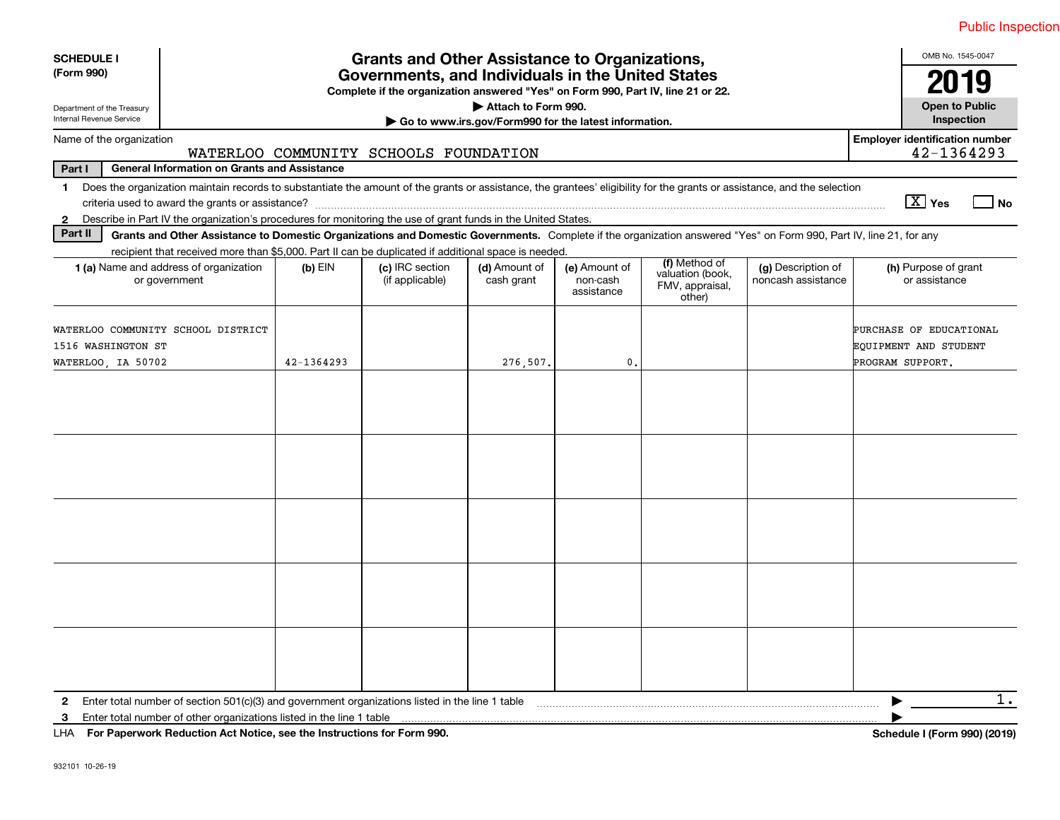Public Inspection

**SCHEDULE I**
**(Form 990)**

Department of the Treasury
Internal Revenue Service

# Grants and Other Assistance to Organizations, Governments, and Individuals in the United States

**Complete if the organization answered "Yes" on Form 990, Part IV, line 21 or 22.**
**▶ Attach to Form 990.**
**▶ Go to www.irs.gov/Form990 for the latest information.**

OMB No. 1545-0047

**2019**

**Open to Public Inspection**

Name of the organization: WATERLOO COMMUNITY SCHOOLS FOUNDATION

**Employer identification number** 42-1364293

**Part I — General Information on Grants and Assistance**

1 Does the organization maintain records to substantiate the amount of the grants or assistance, the grantees' eligibility for the grants or assistance, and the selection criteria used to award the grants or assistance? [X] Yes [ ] No

2 Describe in Part IV the organization's procedures for monitoring the use of grant funds in the United States.

**Part II — Grants and Other Assistance to Domestic Organizations and Domestic Governments.** Complete if the organization answered "Yes" on Form 990, Part IV, line 21, for any recipient that received more than $5,000. Part II can be duplicated if additional space is needed.

| 1 (a) Name and address of organization or government | (b) EIN | (c) IRC section (if applicable) | (d) Amount of cash grant | (e) Amount of non-cash assistance | (f) Method of valuation (book, FMV, appraisal, other) | (g) Description of noncash assistance | (h) Purpose of grant or assistance |
|---|---|---|---|---|---|---|---|
| WATERLOO COMMUNITY SCHOOL DISTRICT<br>1516 WASHINGTON ST<br>WATERLOO, IA 50702 | 42-1364293 | | 276,507. | 0. | | | PURCHASE OF EDUCATIONAL EQUIPMENT AND STUDENT PROGRAM SUPPORT. |
| | | | | | | | |
| | | | | | | | |
| | | | | | | | |
| | | | | | | | |
| | | | | | | | |

2 Enter total number of section 501(c)(3) and government organizations listed in the line 1 table ▶ 1.

3 Enter total number of other organizations listed in the line 1 table ▶

LHA **For Paperwork Reduction Act Notice, see the Instructions for Form 990.** **Schedule I (Form 990) (2019)**

932101 10-26-19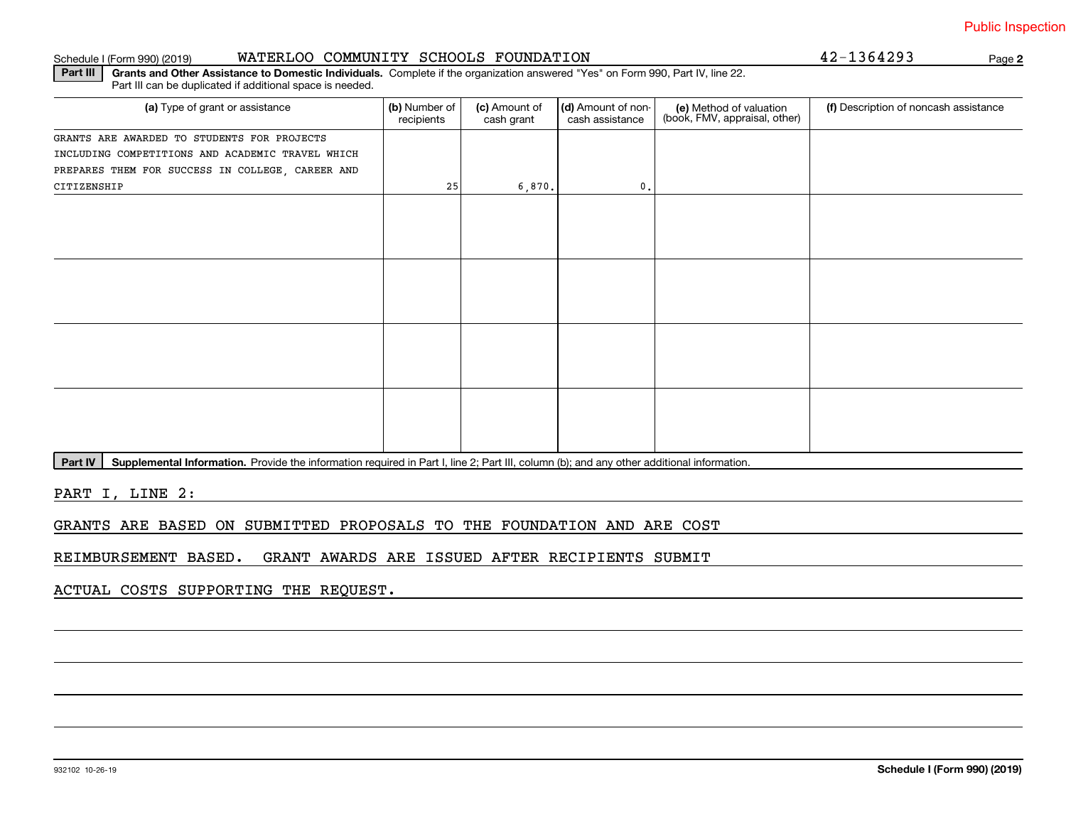Public Inspection

Schedule I (Form 990) (2019) WATERLOO COMMUNITY SCHOOLS FOUNDATION 42-1364293 Page **2**

**Part III** **Grants and Other Assistance to Domestic Individuals.** Complete if the organization answered "Yes" on Form 990, Part IV, line 22. Part III can be duplicated if additional space is needed.

| (a) Type of grant or assistance | (b) Number of recipients | (c) Amount of cash grant | (d) Amount of non-cash assistance | (e) Method of valuation (book, FMV, appraisal, other) | (f) Description of noncash assistance |
|---|---|---|---|---|---|
| GRANTS ARE AWARDED TO STUDENTS FOR PROJECTS INCLUDING COMPETITIONS AND ACADEMIC TRAVEL WHICH PREPARES THEM FOR SUCCESS IN COLLEGE, CAREER AND CITIZENSHIP | 25 | 6,870. | 0. | | |
| | | | | | |
| | | | | | |
| | | | | | |
| | | | | | |

**Part IV** **Supplemental Information.** Provide the information required in Part I, line 2; Part III, column (b); and any other additional information.

PART I, LINE 2:

GRANTS ARE BASED ON SUBMITTED PROPOSALS TO THE FOUNDATION AND ARE COST REIMBURSEMENT BASED. GRANT AWARDS ARE ISSUED AFTER RECIPIENTS SUBMIT ACTUAL COSTS SUPPORTING THE REQUEST.

932102 10-26-19 **Schedule I (Form 990) (2019)**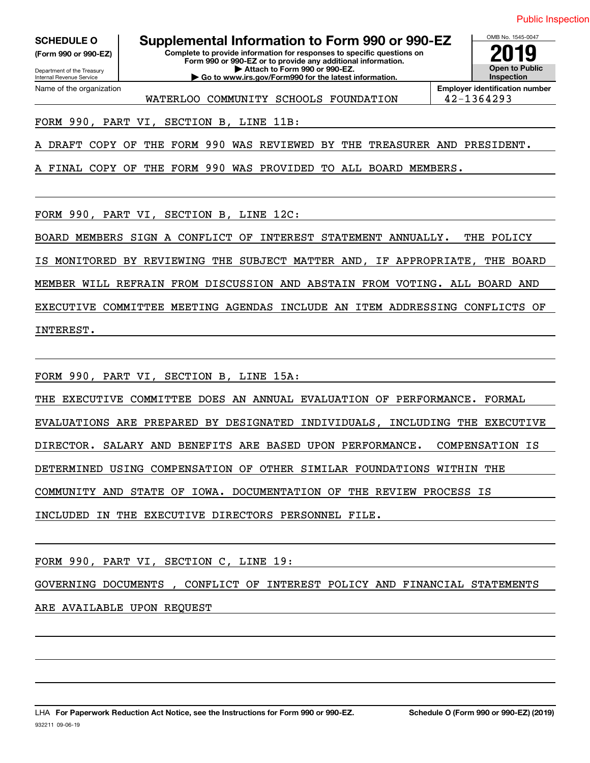Public Inspection

**SCHEDULE O**
**(Form 990 or 990-EZ)**

Department of the Treasury
Internal Revenue Service

# Supplemental Information to Form 990 or 990-EZ

**Complete to provide information for responses to specific questions on Form 990 or 990-EZ or to provide any additional information.**
**▶ Attach to Form 990 or 990-EZ.**
**▶ Go to www.irs.gov/Form990 for the latest information.**

OMB No. 1545-0047
**2019**
**Open to Public Inspection**

Name of the organization: WATERLOO COMMUNITY SCHOOLS FOUNDATION

**Employer identification number:** 42-1364293

FORM 990, PART VI, SECTION B, LINE 11B:

A DRAFT COPY OF THE FORM 990 WAS REVIEWED BY THE TREASURER AND PRESIDENT.
A FINAL COPY OF THE FORM 990 WAS PROVIDED TO ALL BOARD MEMBERS.

FORM 990, PART VI, SECTION B, LINE 12C:

BOARD MEMBERS SIGN A CONFLICT OF INTEREST STATEMENT ANNUALLY. THE POLICY IS MONITORED BY REVIEWING THE SUBJECT MATTER AND, IF APPROPRIATE, THE BOARD MEMBER WILL REFRAIN FROM DISCUSSION AND ABSTAIN FROM VOTING. ALL BOARD AND EXECUTIVE COMMITTEE MEETING AGENDAS INCLUDE AN ITEM ADDRESSING CONFLICTS OF INTEREST.

FORM 990, PART VI, SECTION B, LINE 15A:

THE EXECUTIVE COMMITTEE DOES AN ANNUAL EVALUATION OF PERFORMANCE. FORMAL EVALUATIONS ARE PREPARED BY DESIGNATED INDIVIDUALS, INCLUDING THE EXECUTIVE DIRECTOR. SALARY AND BENEFITS ARE BASED UPON PERFORMANCE. COMPENSATION IS DETERMINED USING COMPENSATION OF OTHER SIMILAR FOUNDATIONS WITHIN THE COMMUNITY AND STATE OF IOWA. DOCUMENTATION OF THE REVIEW PROCESS IS INCLUDED IN THE EXECUTIVE DIRECTORS PERSONNEL FILE.

FORM 990, PART VI, SECTION C, LINE 19:

GOVERNING DOCUMENTS , CONFLICT OF INTEREST POLICY AND FINANCIAL STATEMENTS ARE AVAILABLE UPON REQUEST

LHA **For Paperwork Reduction Act Notice, see the Instructions for Form 990 or 990-EZ.** **Schedule O (Form 990 or 990-EZ) (2019)**
932211 09-06-19